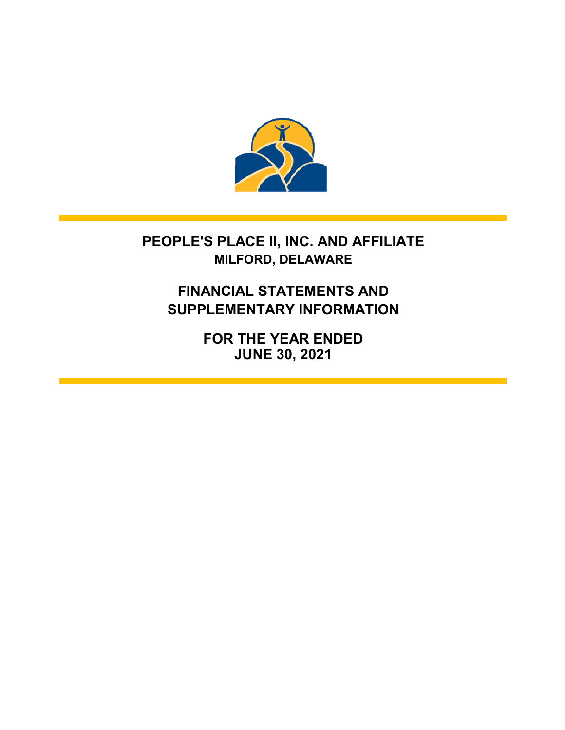# PEOPLE'S PLACE II, INC. AND AFFILIATE

## MILFORD, DELAWARE

## FINANCIAL STATEMENTS AND SUPPLEMENTARY INFORMATION

## FOR THE YEAR ENDED JUNE 30, 2021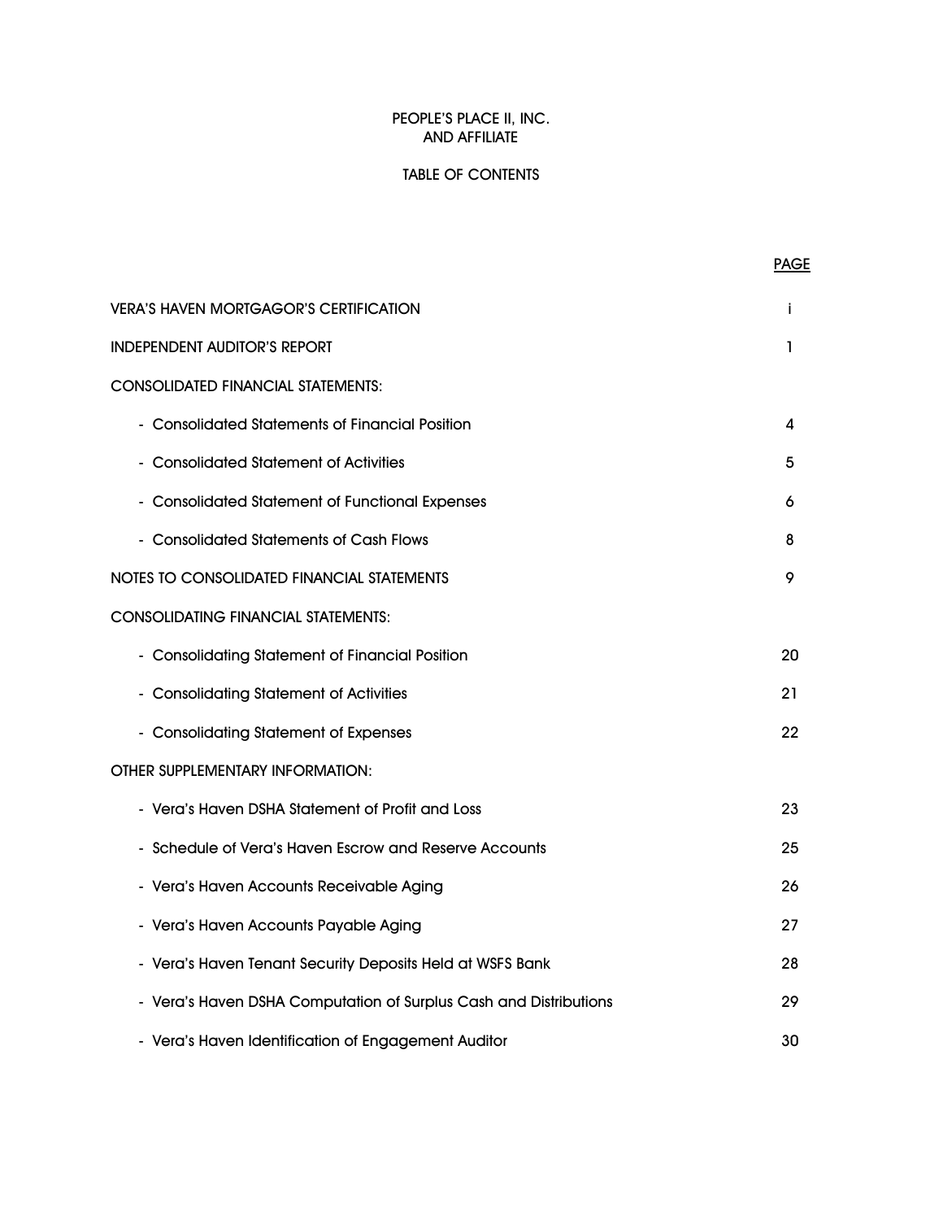PEOPLE'S PLACE II, INC.
AND AFFILIATE

TABLE OF CONTENTS

| | PAGE |
|---|---|
| VERA'S HAVEN MORTGAGOR'S CERTIFICATION | i |
| INDEPENDENT AUDITOR'S REPORT | 1 |
| CONSOLIDATED FINANCIAL STATEMENTS: | |
| - Consolidated Statements of Financial Position | 4 |
| - Consolidated Statement of Activities | 5 |
| - Consolidated Statement of Functional Expenses | 6 |
| - Consolidated Statements of Cash Flows | 8 |
| NOTES TO CONSOLIDATED FINANCIAL STATEMENTS | 9 |
| CONSOLIDATING FINANCIAL STATEMENTS: | |
| - Consolidating Statement of Financial Position | 20 |
| - Consolidating Statement of Activities | 21 |
| - Consolidating Statement of Expenses | 22 |
| OTHER SUPPLEMENTARY INFORMATION: | |
| - Vera's Haven DSHA Statement of Profit and Loss | 23 |
| - Schedule of Vera's Haven Escrow and Reserve Accounts | 25 |
| - Vera's Haven Accounts Receivable Aging | 26 |
| - Vera's Haven Accounts Payable Aging | 27 |
| - Vera's Haven Tenant Security Deposits Held at WSFS Bank | 28 |
| - Vera's Haven DSHA Computation of Surplus Cash and Distributions | 29 |
| - Vera's Haven Identification of Engagement Auditor | 30 |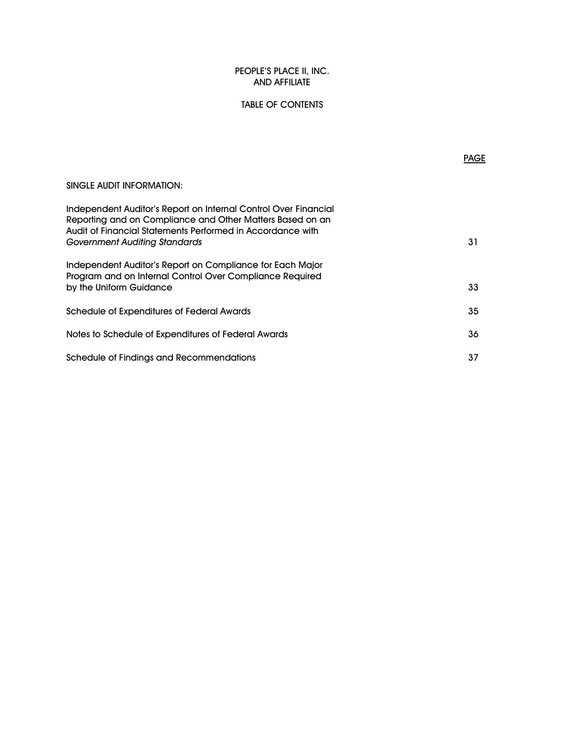PEOPLE'S PLACE II, INC.
AND AFFILIATE

TABLE OF CONTENTS

| | PAGE |
|---|---|
| SINGLE AUDIT INFORMATION: | |
| Independent Auditor's Report on Internal Control Over Financial Reporting and on Compliance and Other Matters Based on an Audit of Financial Statements Performed in Accordance with *Government Auditing Standards* | 31 |
| Independent Auditor's Report on Compliance for Each Major Program and on Internal Control Over Compliance Required by the Uniform Guidance | 33 |
| Schedule of Expenditures of Federal Awards | 35 |
| Notes to Schedule of Expenditures of Federal Awards | 36 |
| Schedule of Findings and Recommendations | 37 |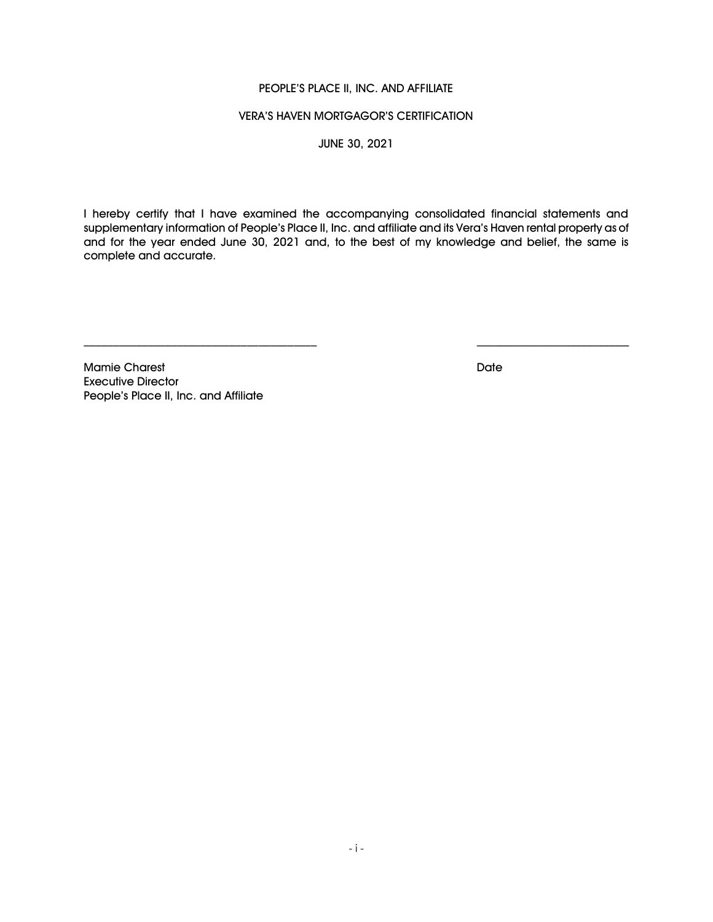# PEOPLE'S PLACE II, INC. AND AFFILIATE

## VERA'S HAVEN MORTGAGOR'S CERTIFICATION

### JUNE 30, 2021

I hereby certify that I have examined the accompanying consolidated financial statements and supplementary information of People's Place II, Inc. and affiliate and its Vera's Haven rental property as of and for the year ended June 30, 2021 and, to the best of my knowledge and belief, the same is complete and accurate.

\_\_\_\_\_\_\_\_\_\_\_\_\_\_\_\_\_\_\_\_\_\_\_\_\_\_\_\_\_\_\_\_\_\_\_\_\_\_\_\_ \_\_\_\_\_\_\_\_\_\_\_\_\_\_\_\_\_\_\_\_\_\_\_\_\_\_

Mamie Charest  
Executive Director  
People's Place II, Inc. and Affiliate

Date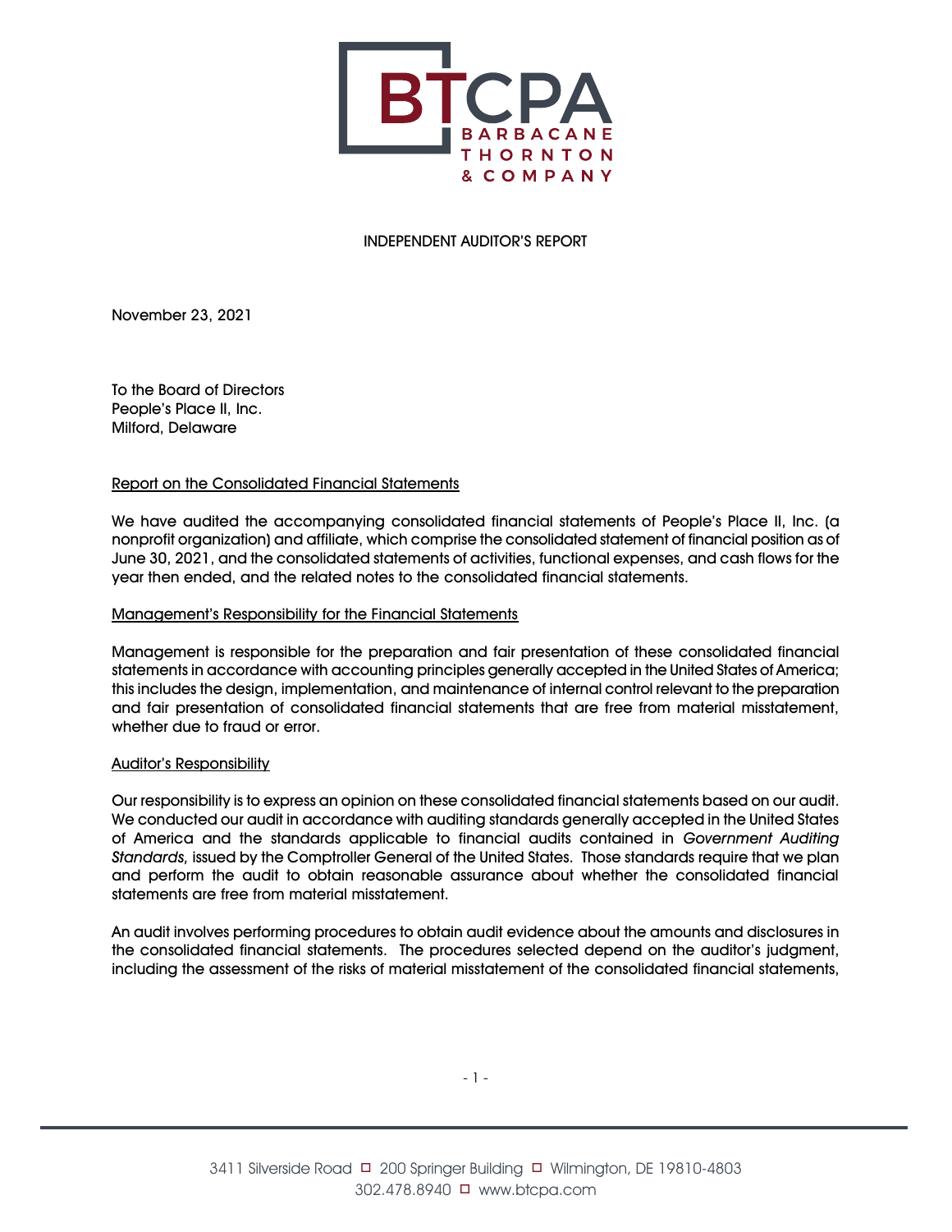INDEPENDENT AUDITOR'S REPORT

November 23, 2021

To the Board of Directors
People's Place II, Inc.
Milford, Delaware

## Report on the Consolidated Financial Statements

We have audited the accompanying consolidated financial statements of People's Place II, Inc. (a nonprofit organization) and affiliate, which comprise the consolidated statement of financial position as of June 30, 2021, and the consolidated statements of activities, functional expenses, and cash flows for the year then ended, and the related notes to the consolidated financial statements.

## Management's Responsibility for the Financial Statements

Management is responsible for the preparation and fair presentation of these consolidated financial statements in accordance with accounting principles generally accepted in the United States of America; this includes the design, implementation, and maintenance of internal control relevant to the preparation and fair presentation of consolidated financial statements that are free from material misstatement, whether due to fraud or error.

## Auditor's Responsibility

Our responsibility is to express an opinion on these consolidated financial statements based on our audit. We conducted our audit in accordance with auditing standards generally accepted in the United States of America and the standards applicable to financial audits contained in *Government Auditing Standards,* issued by the Comptroller General of the United States. Those standards require that we plan and perform the audit to obtain reasonable assurance about whether the consolidated financial statements are free from material misstatement.

An audit involves performing procedures to obtain audit evidence about the amounts and disclosures in the consolidated financial statements. The procedures selected depend on the auditor's judgment, including the assessment of the risks of material misstatement of the consolidated financial statements,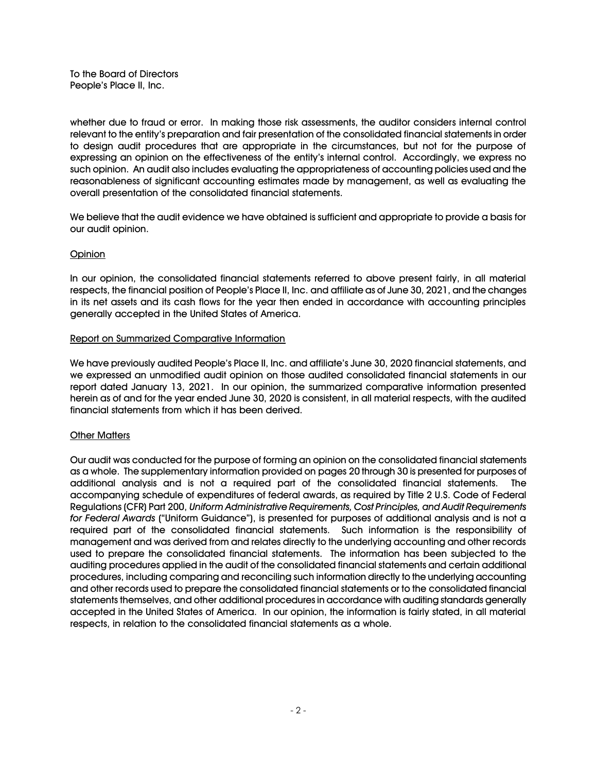To the Board of Directors
People's Place II, Inc.

whether due to fraud or error. In making those risk assessments, the auditor considers internal control relevant to the entity's preparation and fair presentation of the consolidated financial statements in order to design audit procedures that are appropriate in the circumstances, but not for the purpose of expressing an opinion on the effectiveness of the entity's internal control. Accordingly, we express no such opinion. An audit also includes evaluating the appropriateness of accounting policies used and the reasonableness of significant accounting estimates made by management, as well as evaluating the overall presentation of the consolidated financial statements.

We believe that the audit evidence we have obtained is sufficient and appropriate to provide a basis for our audit opinion.

## Opinion

In our opinion, the consolidated financial statements referred to above present fairly, in all material respects, the financial position of People's Place II, Inc. and affiliate as of June 30, 2021, and the changes in its net assets and its cash flows for the year then ended in accordance with accounting principles generally accepted in the United States of America.

## Report on Summarized Comparative Information

We have previously audited People's Place II, Inc. and affiliate's June 30, 2020 financial statements, and we expressed an unmodified audit opinion on those audited consolidated financial statements in our report dated January 13, 2021. In our opinion, the summarized comparative information presented herein as of and for the year ended June 30, 2020 is consistent, in all material respects, with the audited financial statements from which it has been derived.

## Other Matters

Our audit was conducted for the purpose of forming an opinion on the consolidated financial statements as a whole. The supplementary information provided on pages 20 through 30 is presented for purposes of additional analysis and is not a required part of the consolidated financial statements. The accompanying schedule of expenditures of federal awards, as required by Title 2 U.S. Code of Federal Regulations (CFR) Part 200, *Uniform Administrative Requirements, Cost Principles, and Audit Requirements for Federal Awards* ("Uniform Guidance"), is presented for purposes of additional analysis and is not a required part of the consolidated financial statements. Such information is the responsibility of management and was derived from and relates directly to the underlying accounting and other records used to prepare the consolidated financial statements. The information has been subjected to the auditing procedures applied in the audit of the consolidated financial statements and certain additional procedures, including comparing and reconciling such information directly to the underlying accounting and other records used to prepare the consolidated financial statements or to the consolidated financial statements themselves, and other additional procedures in accordance with auditing standards generally accepted in the United States of America. In our opinion, the information is fairly stated, in all material respects, in relation to the consolidated financial statements as a whole.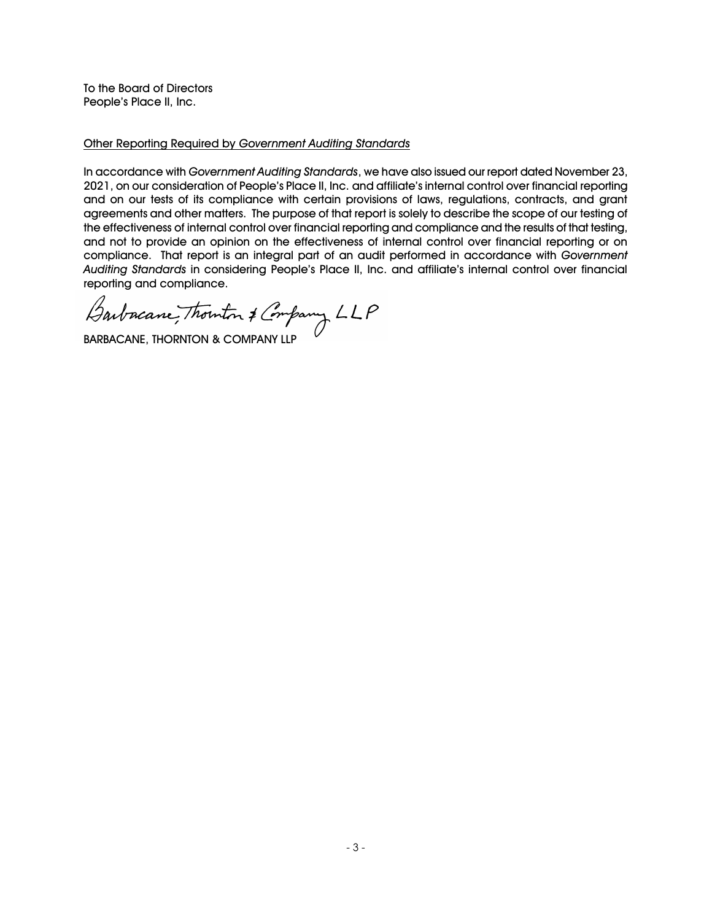To the Board of Directors
People's Place II, Inc.

<u>Other Reporting Required by *Government Auditing Standards*</u>

In accordance with *Government Auditing Standards*, we have also issued our report dated November 23, 2021, on our consideration of People's Place II, Inc. and affiliate's internal control over financial reporting and on our tests of its compliance with certain provisions of laws, regulations, contracts, and grant agreements and other matters. The purpose of that report is solely to describe the scope of our testing of the effectiveness of internal control over financial reporting and compliance and the results of that testing, and not to provide an opinion on the effectiveness of internal control over financial reporting or on compliance. That report is an integral part of an audit performed in accordance with *Government Auditing Standards* in considering People's Place II, Inc. and affiliate's internal control over financial reporting and compliance.

Barbacane, Thornton & Company LLP

BARBACANE, THORNTON & COMPANY LLP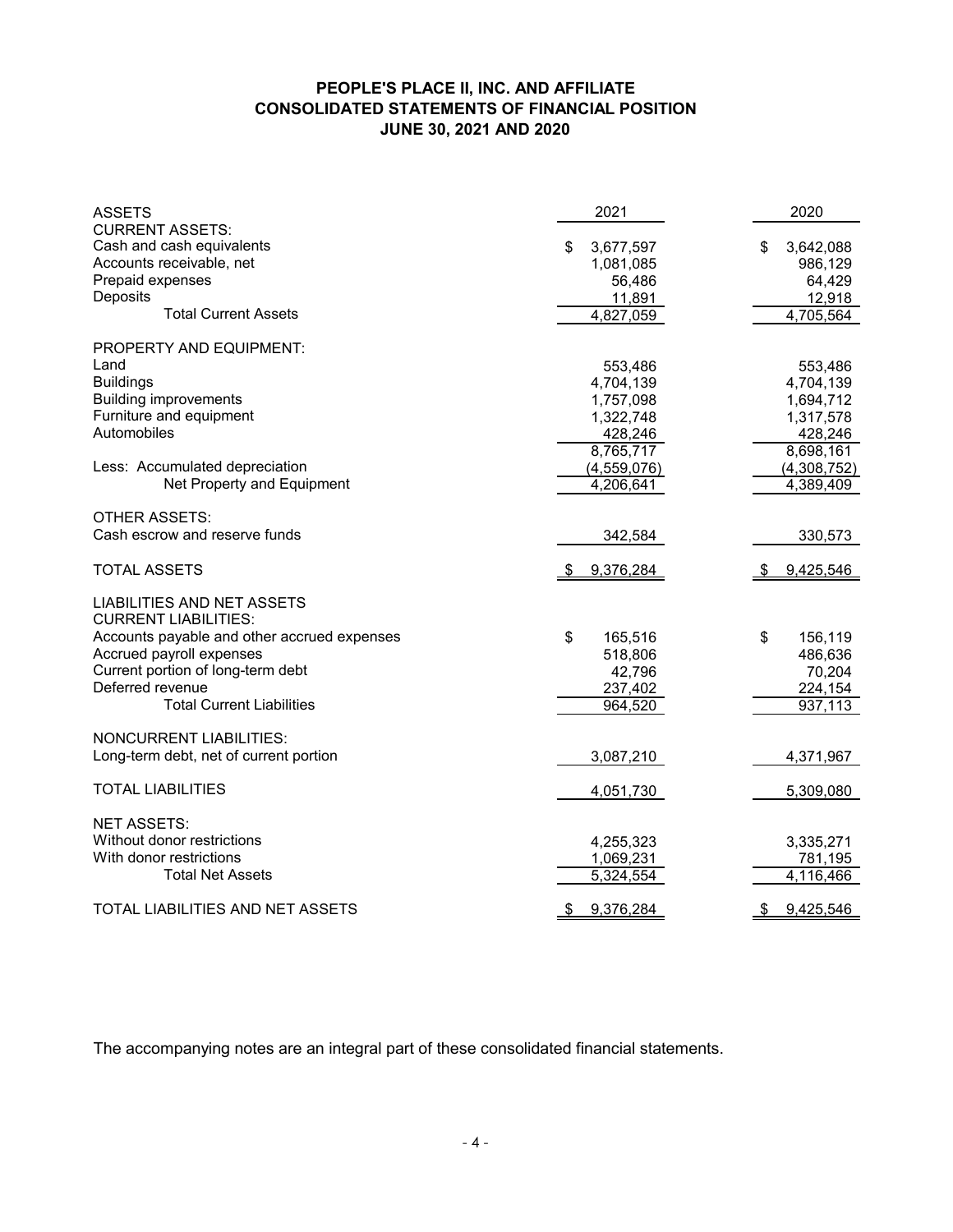# PEOPLE'S PLACE II, INC. AND AFFILIATE
## CONSOLIDATED STATEMENTS OF FINANCIAL POSITION
### JUNE 30, 2021 AND 2020

| ASSETS | 2021 | 2020 |
|---|---|---|
| **CURRENT ASSETS:** | | |
| Cash and cash equivalents | $ 3,677,597 | $ 3,642,088 |
| Accounts receivable, net | 1,081,085 | 986,129 |
| Prepaid expenses | 56,486 | 64,429 |
| Deposits | 11,891 | 12,918 |
| Total Current Assets | 4,827,059 | 4,705,564 |
| **PROPERTY AND EQUIPMENT:** | | |
| Land | 553,486 | 553,486 |
| Buildings | 4,704,139 | 4,704,139 |
| Building improvements | 1,757,098 | 1,694,712 |
| Furniture and equipment | 1,322,748 | 1,317,578 |
| Automobiles | 428,246 | 428,246 |
| | 8,765,717 | 8,698,161 |
| Less: Accumulated depreciation | (4,559,076) | (4,308,752) |
| Net Property and Equipment | 4,206,641 | 4,389,409 |
| **OTHER ASSETS:** | | |
| Cash escrow and reserve funds | 342,584 | 330,573 |
| **TOTAL ASSETS** | $ 9,376,284 | $ 9,425,546 |
| **LIABILITIES AND NET ASSETS** | | |
| **CURRENT LIABILITIES:** | | |
| Accounts payable and other accrued expenses | $ 165,516 | $ 156,119 |
| Accrued payroll expenses | 518,806 | 486,636 |
| Current portion of long-term debt | 42,796 | 70,204 |
| Deferred revenue | 237,402 | 224,154 |
| Total Current Liabilities | 964,520 | 937,113 |
| **NONCURRENT LIABILITIES:** | | |
| Long-term debt, net of current portion | 3,087,210 | 4,371,967 |
| **TOTAL LIABILITIES** | 4,051,730 | 5,309,080 |
| **NET ASSETS:** | | |
| Without donor restrictions | 4,255,323 | 3,335,271 |
| With donor restrictions | 1,069,231 | 781,195 |
| Total Net Assets | 5,324,554 | 4,116,466 |
| **TOTAL LIABILITIES AND NET ASSETS** | $ 9,376,284 | $ 9,425,546 |

The accompanying notes are an integral part of these consolidated financial statements.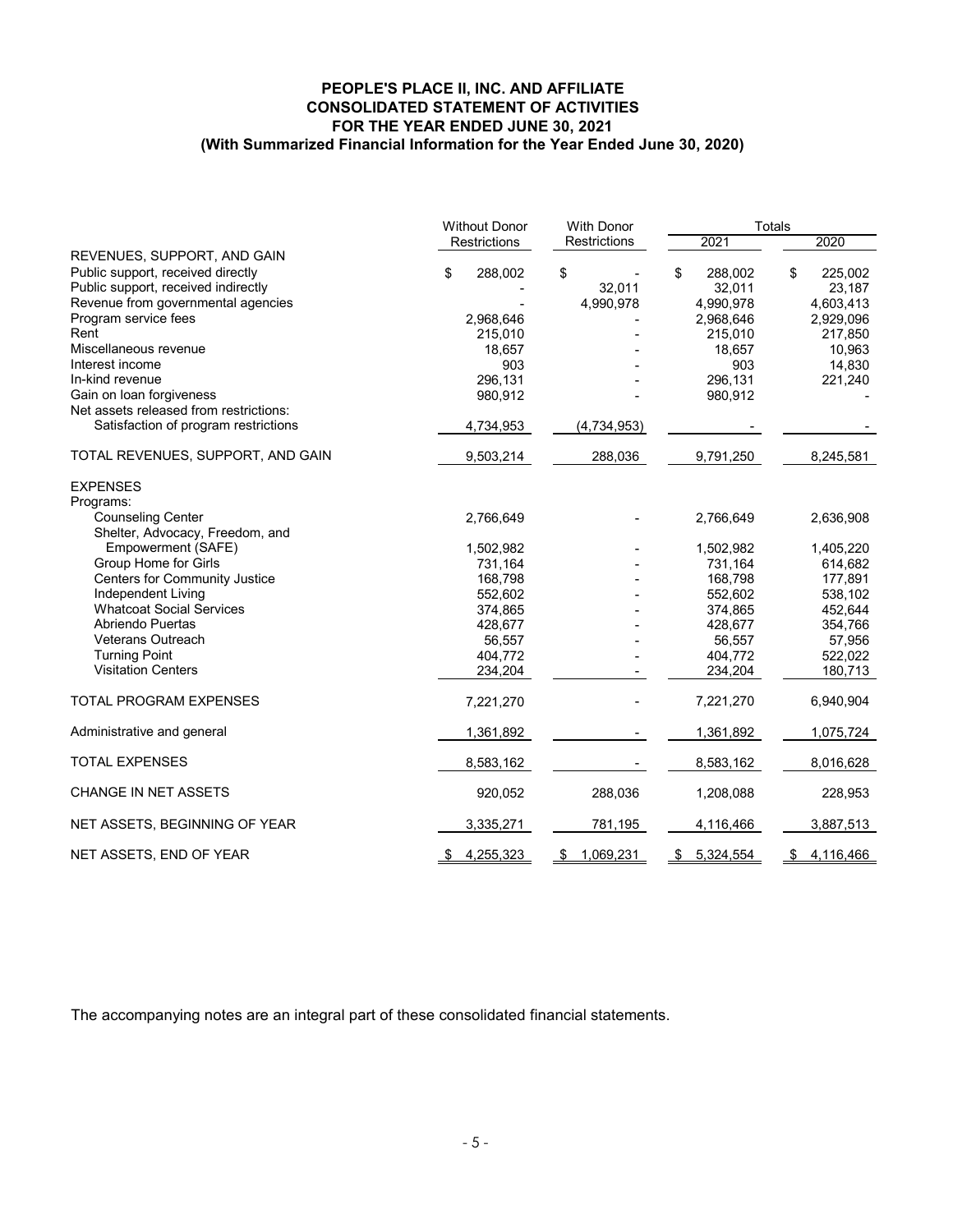# PEOPLE'S PLACE II, INC. AND AFFILIATE
## CONSOLIDATED STATEMENT OF ACTIVITIES
## FOR THE YEAR ENDED JUNE 30, 2021
### (With Summarized Financial Information for the Year Ended June 30, 2020)

| | Without Donor Restrictions | With Donor Restrictions | Totals | |
|---|---|---|---|---|
| | | | 2021 | 2020 |
| REVENUES, SUPPORT, AND GAIN | | | | |
| Public support, received directly | $ 288,002 | $ - | $ 288,002 | $ 225,002 |
| Public support, received indirectly | - | 32,011 | 32,011 | 23,187 |
| Revenue from governmental agencies | - | 4,990,978 | 4,990,978 | 4,603,413 |
| Program service fees | 2,968,646 | - | 2,968,646 | 2,929,096 |
| Rent | 215,010 | - | 215,010 | 217,850 |
| Miscellaneous revenue | 18,657 | - | 18,657 | 10,963 |
| Interest income | 903 | - | 903 | 14,830 |
| In-kind revenue | 296,131 | - | 296,131 | 221,240 |
| Gain on loan forgiveness | 980,912 | - | 980,912 | - |
| Net assets released from restrictions: | | | | |
| Satisfaction of program restrictions | 4,734,953 | (4,734,953) | - | - |
| TOTAL REVENUES, SUPPORT, AND GAIN | 9,503,214 | 288,036 | 9,791,250 | 8,245,581 |
| EXPENSES | | | | |
| Programs: | | | | |
| Counseling Center | 2,766,649 | - | 2,766,649 | 2,636,908 |
| Shelter, Advocacy, Freedom, and Empowerment (SAFE) | 1,502,982 | - | 1,502,982 | 1,405,220 |
| Group Home for Girls | 731,164 | - | 731,164 | 614,682 |
| Centers for Community Justice | 168,798 | - | 168,798 | 177,891 |
| Independent Living | 552,602 | - | 552,602 | 538,102 |
| Whatcoat Social Services | 374,865 | - | 374,865 | 452,644 |
| Abriendo Puertas | 428,677 | - | 428,677 | 354,766 |
| Veterans Outreach | 56,557 | - | 56,557 | 57,956 |
| Turning Point | 404,772 | - | 404,772 | 522,022 |
| Visitation Centers | 234,204 | - | 234,204 | 180,713 |
| TOTAL PROGRAM EXPENSES | 7,221,270 | - | 7,221,270 | 6,940,904 |
| Administrative and general | 1,361,892 | - | 1,361,892 | 1,075,724 |
| TOTAL EXPENSES | 8,583,162 | - | 8,583,162 | 8,016,628 |
| CHANGE IN NET ASSETS | 920,052 | 288,036 | 1,208,088 | 228,953 |
| NET ASSETS, BEGINNING OF YEAR | 3,335,271 | 781,195 | 4,116,466 | 3,887,513 |
| NET ASSETS, END OF YEAR | $ 4,255,323 | $ 1,069,231 | $ 5,324,554 | $ 4,116,466 |

The accompanying notes are an integral part of these consolidated financial statements.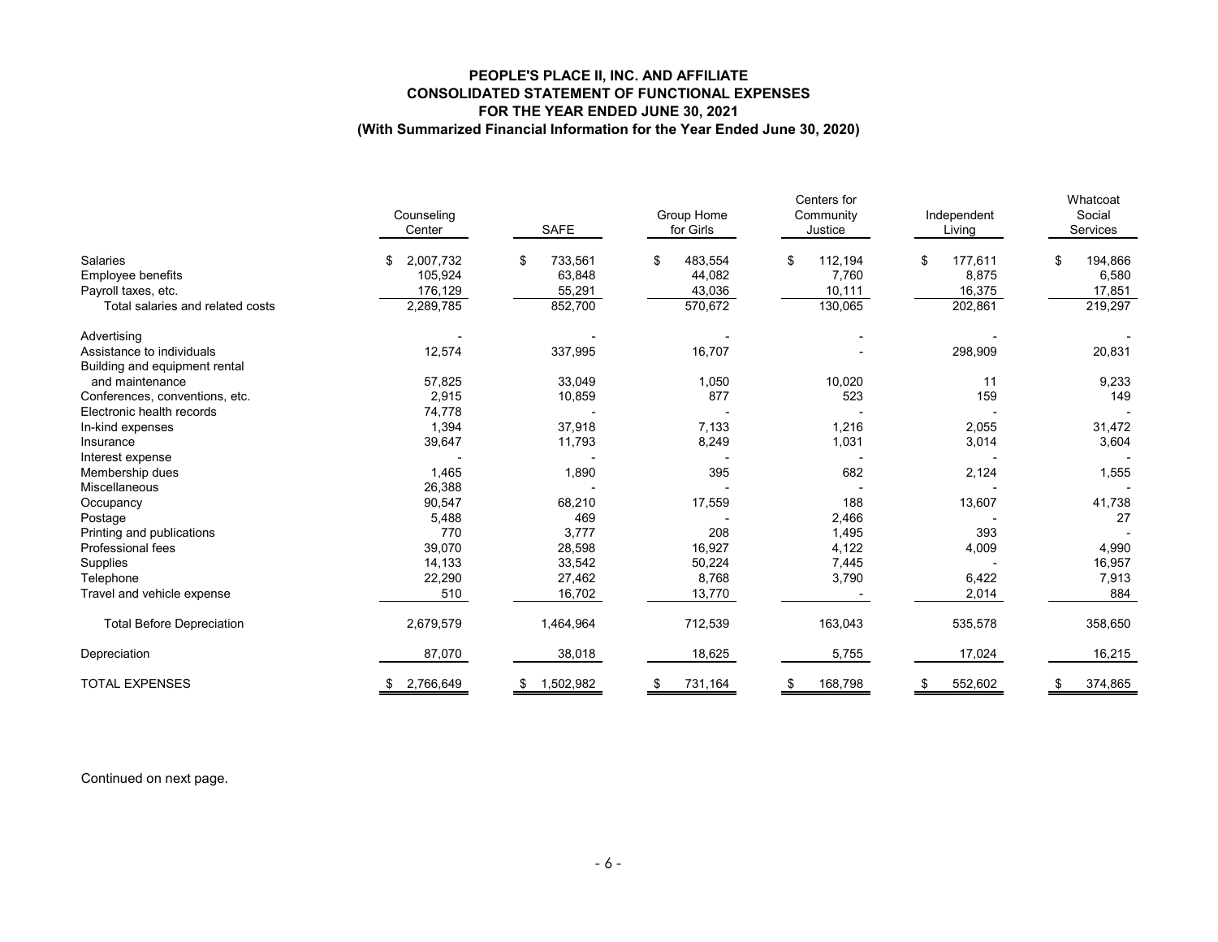**PEOPLE'S PLACE II, INC. AND AFFILIATE**
**CONSOLIDATED STATEMENT OF FUNCTIONAL EXPENSES**
**FOR THE YEAR ENDED JUNE 30, 2021**
**(With Summarized Financial Information for the Year Ended June 30, 2020)**

| | Counseling Center | SAFE | Group Home for Girls | Centers for Community Justice | Independent Living | Whatcoat Social Services |
|---|---|---|---|---|---|---|
| Salaries | $ 2,007,732 | $ 733,561 | $ 483,554 | $ 112,194 | $ 177,611 | $ 194,866 |
| Employee benefits | 105,924 | 63,848 | 44,082 | 7,760 | 8,875 | 6,580 |
| Payroll taxes, etc. | 176,129 | 55,291 | 43,036 | 10,111 | 16,375 | 17,851 |
| Total salaries and related costs | 2,289,785 | 852,700 | 570,672 | 130,065 | 202,861 | 219,297 |
| Advertising | - | - | - | - | - | - |
| Assistance to individuals | 12,574 | 337,995 | 16,707 | - | 298,909 | 20,831 |
| Building and equipment rental and maintenance | 57,825 | 33,049 | 1,050 | 10,020 | 11 | 9,233 |
| Conferences, conventions, etc. | 2,915 | 10,859 | 877 | 523 | 159 | 149 |
| Electronic health records | 74,778 | - | - | - | - | - |
| In-kind expenses | 1,394 | 37,918 | 7,133 | 1,216 | 2,055 | 31,472 |
| Insurance | 39,647 | 11,793 | 8,249 | 1,031 | 3,014 | 3,604 |
| Interest expense | - | - | - | - | - | - |
| Membership dues | 1,465 | 1,890 | 395 | 682 | 2,124 | 1,555 |
| Miscellaneous | 26,388 | - | - | - | - | - |
| Occupancy | 90,547 | 68,210 | 17,559 | 188 | 13,607 | 41,738 |
| Postage | 5,488 | 469 | - | 2,466 | - | 27 |
| Printing and publications | 770 | 3,777 | 208 | 1,495 | 393 | - |
| Professional fees | 39,070 | 28,598 | 16,927 | 4,122 | 4,009 | 4,990 |
| Supplies | 14,133 | 33,542 | 50,224 | 7,445 | - | 16,957 |
| Telephone | 22,290 | 27,462 | 8,768 | 3,790 | 6,422 | 7,913 |
| Travel and vehicle expense | 510 | 16,702 | 13,770 | - | 2,014 | 884 |
| Total Before Depreciation | 2,679,579 | 1,464,964 | 712,539 | 163,043 | 535,578 | 358,650 |
| Depreciation | 87,070 | 38,018 | 18,625 | 5,755 | 17,024 | 16,215 |
| TOTAL EXPENSES | $ 2,766,649 | $ 1,502,982 | $ 731,164 | $ 168,798 | $ 552,602 | $ 374,865 |

Continued on next page.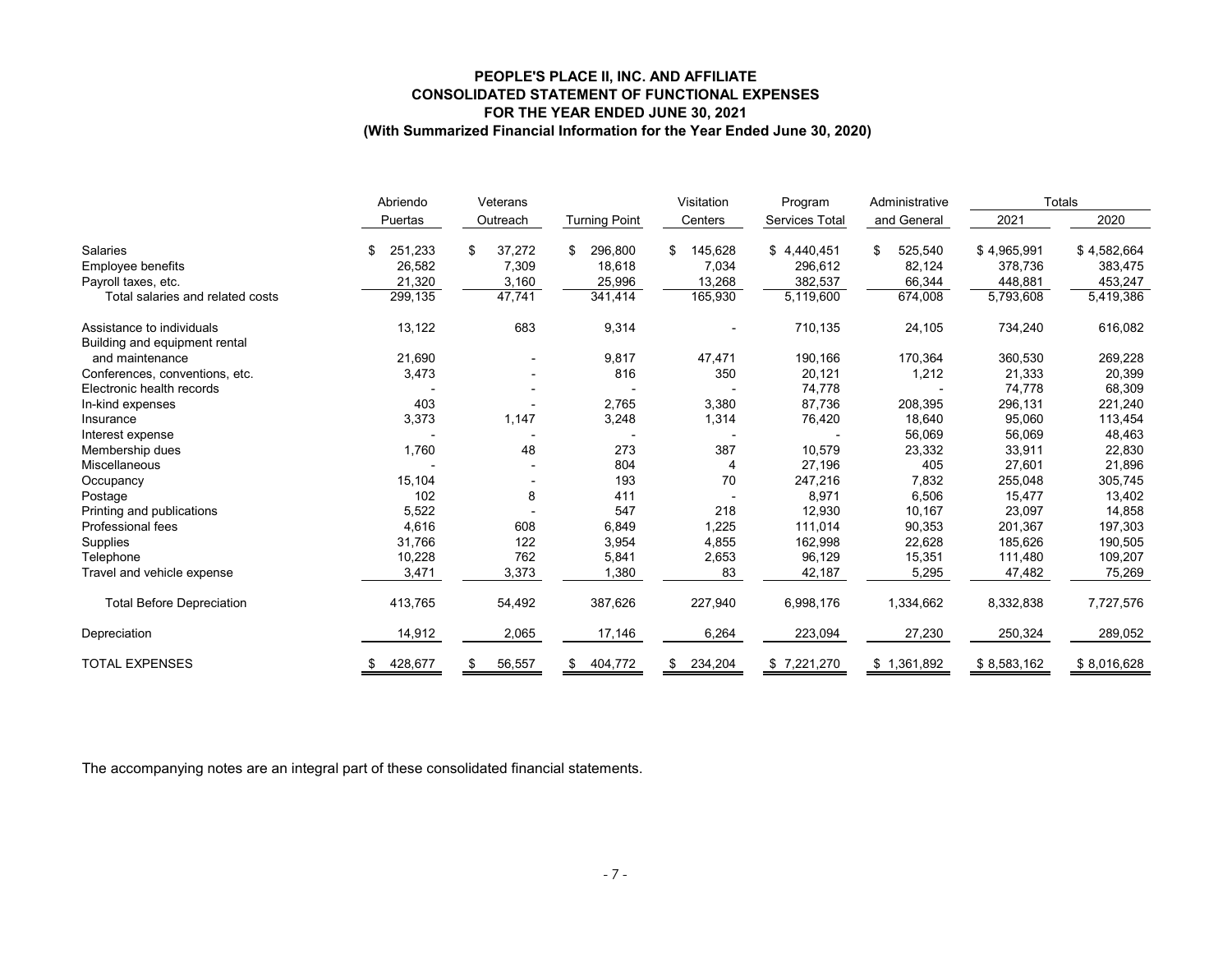**PEOPLE'S PLACE II, INC. AND AFFILIATE**
**CONSOLIDATED STATEMENT OF FUNCTIONAL EXPENSES**
**FOR THE YEAR ENDED JUNE 30, 2021**
**(With Summarized Financial Information for the Year Ended June 30, 2020)**

| | Abriendo Puertas | Veterans Outreach | Turning Point | Visitation Centers | Program Services Total | Administrative and General | Totals | |
|---|---|---|---|---|---|---|---|---|
| | | | | | | | 2021 | 2020 |
| Salaries | $ 251,233 | $ 37,272 | $ 296,800 | $ 145,628 | $ 4,440,451 | $ 525,540 | $ 4,965,991 | $ 4,582,664 |
| Employee benefits | 26,582 | 7,309 | 18,618 | 7,034 | 296,612 | 82,124 | 378,736 | 383,475 |
| Payroll taxes, etc. | 21,320 | 3,160 | 25,996 | 13,268 | 382,537 | 66,344 | 448,881 | 453,247 |
| Total salaries and related costs | 299,135 | 47,741 | 341,414 | 165,930 | 5,119,600 | 674,008 | 5,793,608 | 5,419,386 |
| Assistance to individuals | 13,122 | 683 | 9,314 | - | 710,135 | 24,105 | 734,240 | 616,082 |
| Building and equipment rental and maintenance | 21,690 | - | 9,817 | 47,471 | 190,166 | 170,364 | 360,530 | 269,228 |
| Conferences, conventions, etc. | 3,473 | - | 816 | 350 | 20,121 | 1,212 | 21,333 | 20,399 |
| Electronic health records | - | - | - | - | 74,778 | - | 74,778 | 68,309 |
| In-kind expenses | 403 | - | 2,765 | 3,380 | 87,736 | 208,395 | 296,131 | 221,240 |
| Insurance | 3,373 | 1,147 | 3,248 | 1,314 | 76,420 | 18,640 | 95,060 | 113,454 |
| Interest expense | - | - | - | - | - | 56,069 | 56,069 | 48,463 |
| Membership dues | 1,760 | 48 | 273 | 387 | 10,579 | 23,332 | 33,911 | 22,830 |
| Miscellaneous | - | - | 804 | 4 | 27,196 | 405 | 27,601 | 21,896 |
| Occupancy | 15,104 | - | 193 | 70 | 247,216 | 7,832 | 255,048 | 305,745 |
| Postage | 102 | 8 | 411 | - | 8,971 | 6,506 | 15,477 | 13,402 |
| Printing and publications | 5,522 | - | 547 | 218 | 12,930 | 10,167 | 23,097 | 14,858 |
| Professional fees | 4,616 | 608 | 6,849 | 1,225 | 111,014 | 90,353 | 201,367 | 197,303 |
| Supplies | 31,766 | 122 | 3,954 | 4,855 | 162,998 | 22,628 | 185,626 | 190,505 |
| Telephone | 10,228 | 762 | 5,841 | 2,653 | 96,129 | 15,351 | 111,480 | 109,207 |
| Travel and vehicle expense | 3,471 | 3,373 | 1,380 | 83 | 42,187 | 5,295 | 47,482 | 75,269 |
| Total Before Depreciation | 413,765 | 54,492 | 387,626 | 227,940 | 6,998,176 | 1,334,662 | 8,332,838 | 7,727,576 |
| Depreciation | 14,912 | 2,065 | 17,146 | 6,264 | 223,094 | 27,230 | 250,324 | 289,052 |
| TOTAL EXPENSES | $ 428,677 | $ 56,557 | $ 404,772 | $ 234,204 | $ 7,221,270 | $ 1,361,892 | $ 8,583,162 | $ 8,016,628 |

The accompanying notes are an integral part of these consolidated financial statements.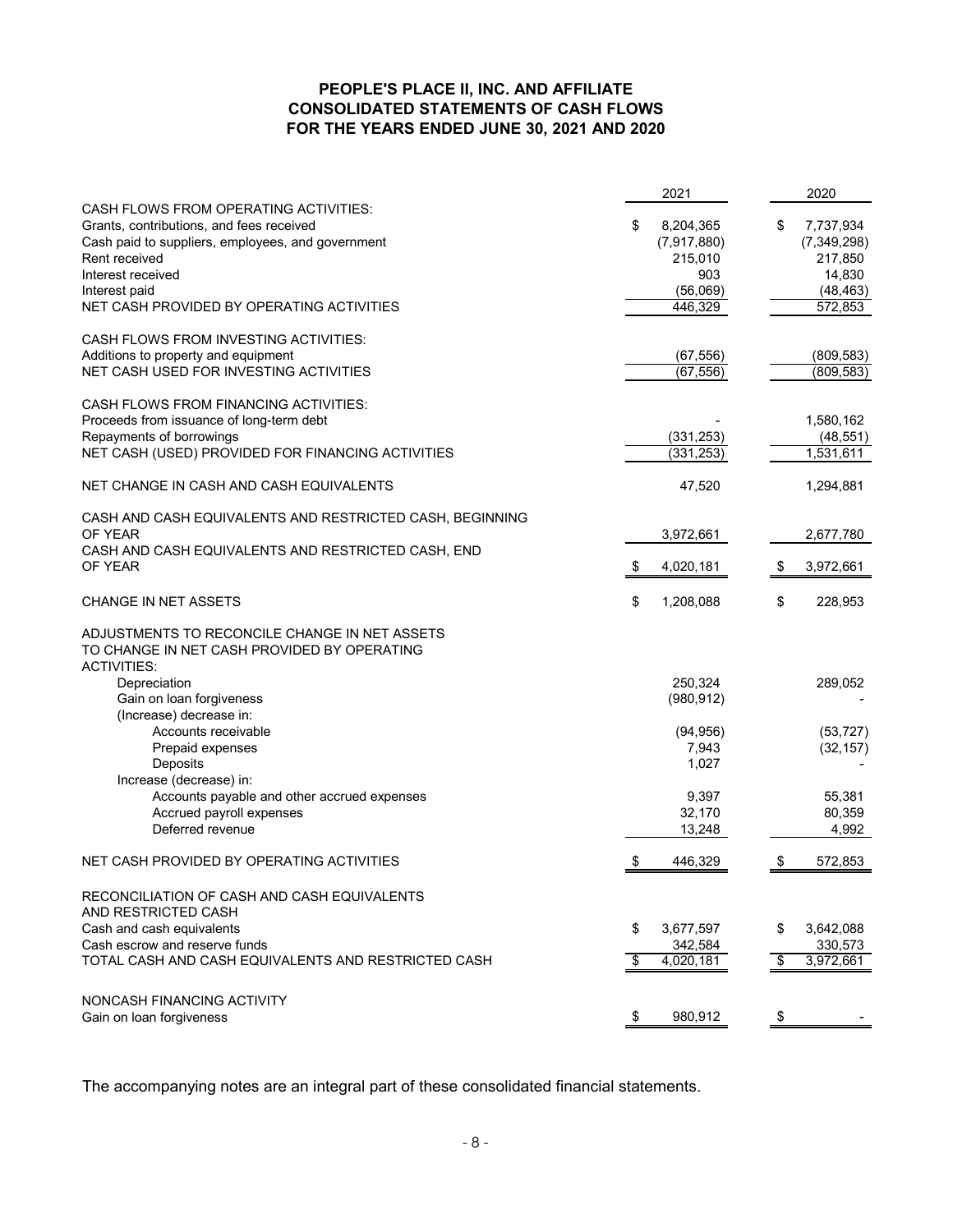# PEOPLE'S PLACE II, INC. AND AFFILIATE
## CONSOLIDATED STATEMENTS OF CASH FLOWS
### FOR THE YEARS ENDED JUNE 30, 2021 AND 2020

| | 2021 | 2020 |
|---|---|---|
| CASH FLOWS FROM OPERATING ACTIVITIES: | | |
| Grants, contributions, and fees received | $ 8,204,365 | $ 7,737,934 |
| Cash paid to suppliers, employees, and government | (7,917,880) | (7,349,298) |
| Rent received | 215,010 | 217,850 |
| Interest received | 903 | 14,830 |
| Interest paid | (56,069) | (48,463) |
| NET CASH PROVIDED BY OPERATING ACTIVITIES | 446,329 | 572,853 |
| | | |
| CASH FLOWS FROM INVESTING ACTIVITIES: | | |
| Additions to property and equipment | (67,556) | (809,583) |
| NET CASH USED FOR INVESTING ACTIVITIES | (67,556) | (809,583) |
| | | |
| CASH FLOWS FROM FINANCING ACTIVITIES: | | |
| Proceeds from issuance of long-term debt | - | 1,580,162 |
| Repayments of borrowings | (331,253) | (48,551) |
| NET CASH (USED) PROVIDED FOR FINANCING ACTIVITIES | (331,253) | 1,531,611 |
| | | |
| NET CHANGE IN CASH AND CASH EQUIVALENTS | 47,520 | 1,294,881 |
| | | |
| CASH AND CASH EQUIVALENTS AND RESTRICTED CASH, BEGINNING OF YEAR | 3,972,661 | 2,677,780 |
| CASH AND CASH EQUIVALENTS AND RESTRICTED CASH, END OF YEAR | $ 4,020,181 | $ 3,972,661 |
| | | |
| CHANGE IN NET ASSETS | $ 1,208,088 | $ 228,953 |
| | | |
| ADJUSTMENTS TO RECONCILE CHANGE IN NET ASSETS TO CHANGE IN NET CASH PROVIDED BY OPERATING ACTIVITIES: | | |
| Depreciation | 250,324 | 289,052 |
| Gain on loan forgiveness | (980,912) | - |
| (Increase) decrease in: | | |
| Accounts receivable | (94,956) | (53,727) |
| Prepaid expenses | 7,943 | (32,157) |
| Deposits | 1,027 | - |
| Increase (decrease) in: | | |
| Accounts payable and other accrued expenses | 9,397 | 55,381 |
| Accrued payroll expenses | 32,170 | 80,359 |
| Deferred revenue | 13,248 | 4,992 |
| | | |
| NET CASH PROVIDED BY OPERATING ACTIVITIES | $ 446,329 | $ 572,853 |
| | | |
| RECONCILIATION OF CASH AND CASH EQUIVALENTS AND RESTRICTED CASH | | |
| Cash and cash equivalents | $ 3,677,597 | $ 3,642,088 |
| Cash escrow and reserve funds | 342,584 | 330,573 |
| TOTAL CASH AND CASH EQUIVALENTS AND RESTRICTED CASH | $ 4,020,181 | $ 3,972,661 |
| | | |
| NONCASH FINANCING ACTIVITY | | |
| Gain on loan forgiveness | $ 980,912 | $ - |

The accompanying notes are an integral part of these consolidated financial statements.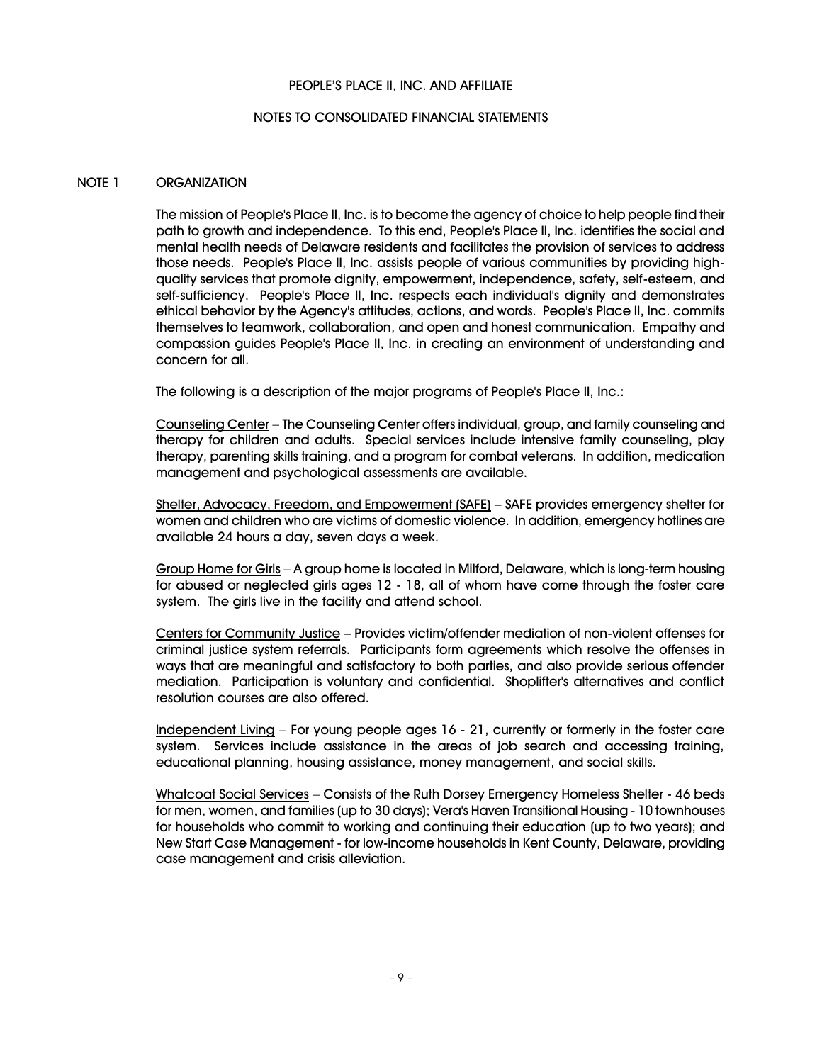PEOPLE'S PLACE II, INC. AND AFFILIATE

NOTES TO CONSOLIDATED FINANCIAL STATEMENTS

## NOTE 1 ORGANIZATION

The mission of People's Place II, Inc. is to become the agency of choice to help people find their path to growth and independence. To this end, People's Place II, Inc. identifies the social and mental health needs of Delaware residents and facilitates the provision of services to address those needs. People's Place II, Inc. assists people of various communities by providing high-quality services that promote dignity, empowerment, independence, safety, self-esteem, and self-sufficiency. People's Place II, Inc. respects each individual's dignity and demonstrates ethical behavior by the Agency's attitudes, actions, and words. People's Place II, Inc. commits themselves to teamwork, collaboration, and open and honest communication. Empathy and compassion guides People's Place II, Inc. in creating an environment of understanding and concern for all.

The following is a description of the major programs of People's Place II, Inc.:

Counseling Center – The Counseling Center offers individual, group, and family counseling and therapy for children and adults. Special services include intensive family counseling, play therapy, parenting skills training, and a program for combat veterans. In addition, medication management and psychological assessments are available.

Shelter, Advocacy, Freedom, and Empowerment (SAFE) – SAFE provides emergency shelter for women and children who are victims of domestic violence. In addition, emergency hotlines are available 24 hours a day, seven days a week.

Group Home for Girls – A group home is located in Milford, Delaware, which is long-term housing for abused or neglected girls ages 12 - 18, all of whom have come through the foster care system. The girls live in the facility and attend school.

Centers for Community Justice – Provides victim/offender mediation of non-violent offenses for criminal justice system referrals. Participants form agreements which resolve the offenses in ways that are meaningful and satisfactory to both parties, and also provide serious offender mediation. Participation is voluntary and confidential. Shoplifter's alternatives and conflict resolution courses are also offered.

Independent Living – For young people ages 16 - 21, currently or formerly in the foster care system. Services include assistance in the areas of job search and accessing training, educational planning, housing assistance, money management, and social skills.

Whatcoat Social Services – Consists of the Ruth Dorsey Emergency Homeless Shelter - 46 beds for men, women, and families (up to 30 days); Vera's Haven Transitional Housing - 10 townhouses for households who commit to working and continuing their education (up to two years); and New Start Case Management - for low-income households in Kent County, Delaware, providing case management and crisis alleviation.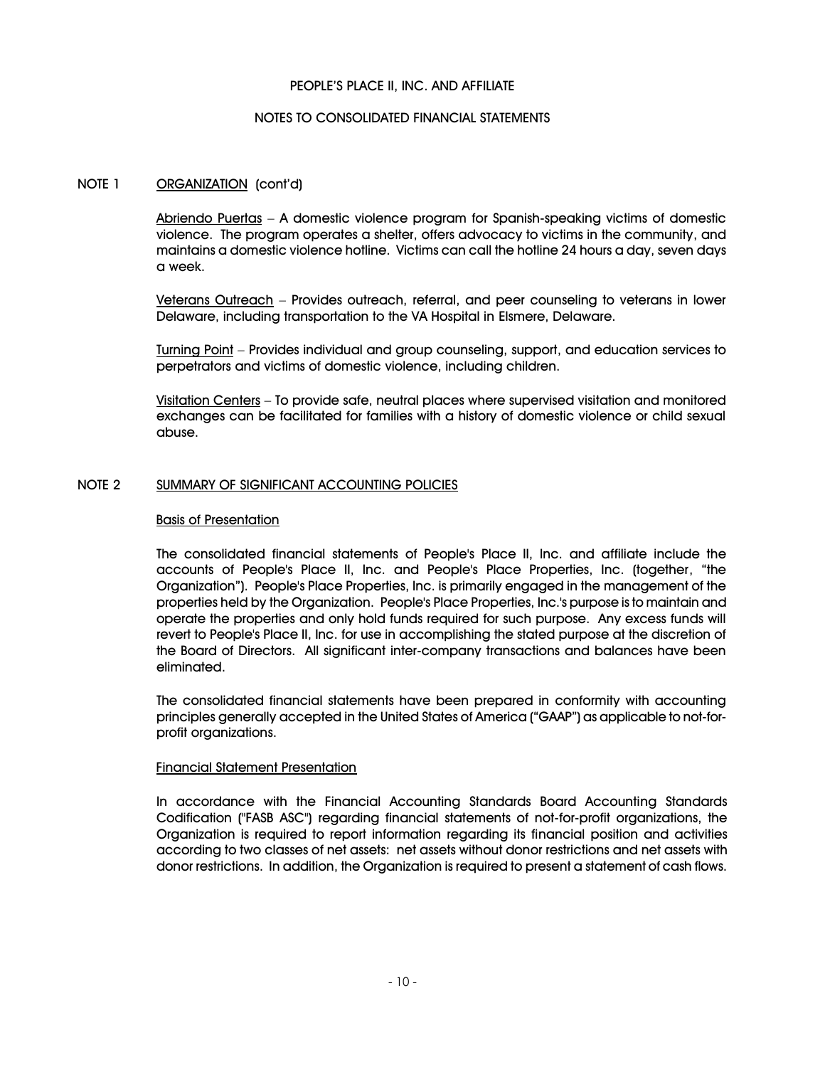## NOTE 1 ORGANIZATION (cont'd)

Abriendo Puertas – A domestic violence program for Spanish-speaking victims of domestic violence. The program operates a shelter, offers advocacy to victims in the community, and maintains a domestic violence hotline. Victims can call the hotline 24 hours a day, seven days a week.

Veterans Outreach – Provides outreach, referral, and peer counseling to veterans in lower Delaware, including transportation to the VA Hospital in Elsmere, Delaware.

Turning Point – Provides individual and group counseling, support, and education services to perpetrators and victims of domestic violence, including children.

Visitation Centers – To provide safe, neutral places where supervised visitation and monitored exchanges can be facilitated for families with a history of domestic violence or child sexual abuse.

## NOTE 2 SUMMARY OF SIGNIFICANT ACCOUNTING POLICIES

### Basis of Presentation

The consolidated financial statements of People's Place II, Inc. and affiliate include the accounts of People's Place II, Inc. and People's Place Properties, Inc. (together, "the Organization"). People's Place Properties, Inc. is primarily engaged in the management of the properties held by the Organization. People's Place Properties, Inc.'s purpose is to maintain and operate the properties and only hold funds required for such purpose. Any excess funds will revert to People's Place II, Inc. for use in accomplishing the stated purpose at the discretion of the Board of Directors. All significant inter-company transactions and balances have been eliminated.

The consolidated financial statements have been prepared in conformity with accounting principles generally accepted in the United States of America ("GAAP") as applicable to not-for-profit organizations.

### Financial Statement Presentation

In accordance with the Financial Accounting Standards Board Accounting Standards Codification ("FASB ASC") regarding financial statements of not-for-profit organizations, the Organization is required to report information regarding its financial position and activities according to two classes of net assets: net assets without donor restrictions and net assets with donor restrictions. In addition, the Organization is required to present a statement of cash flows.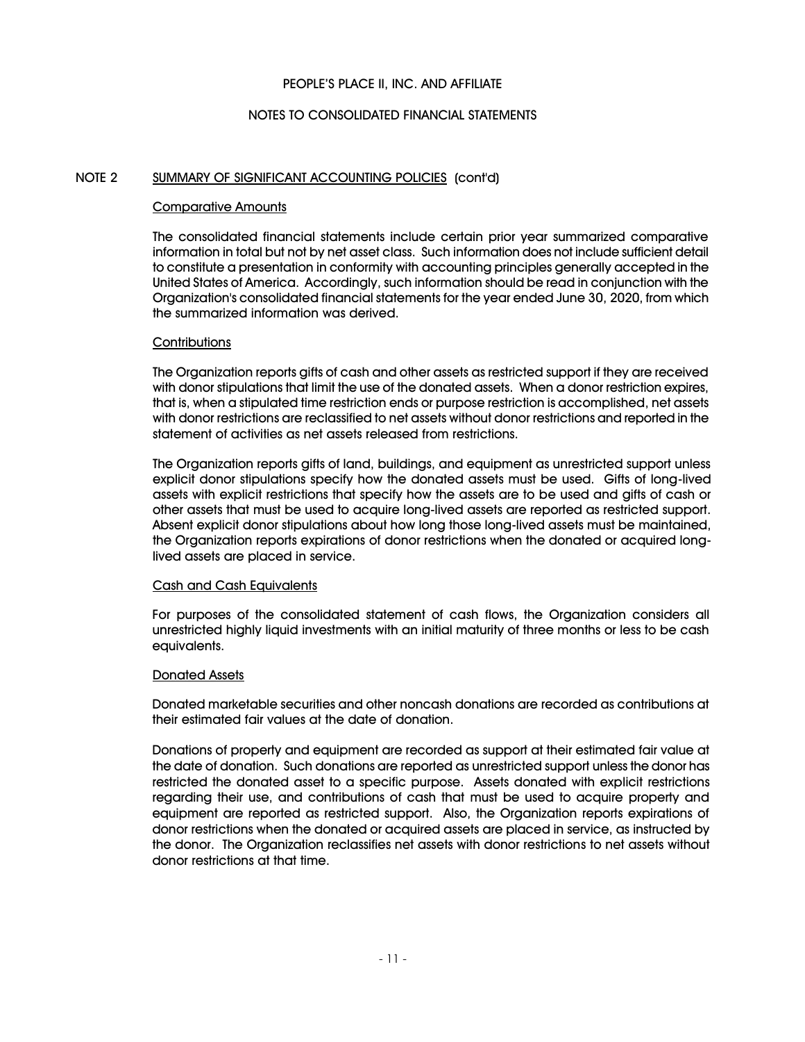## NOTE 2 SUMMARY OF SIGNIFICANT ACCOUNTING POLICIES (cont'd)

### Comparative Amounts

The consolidated financial statements include certain prior year summarized comparative information in total but not by net asset class. Such information does not include sufficient detail to constitute a presentation in conformity with accounting principles generally accepted in the United States of America. Accordingly, such information should be read in conjunction with the Organization's consolidated financial statements for the year ended June 30, 2020, from which the summarized information was derived.

### Contributions

The Organization reports gifts of cash and other assets as restricted support if they are received with donor stipulations that limit the use of the donated assets. When a donor restriction expires, that is, when a stipulated time restriction ends or purpose restriction is accomplished, net assets with donor restrictions are reclassified to net assets without donor restrictions and reported in the statement of activities as net assets released from restrictions.

The Organization reports gifts of land, buildings, and equipment as unrestricted support unless explicit donor stipulations specify how the donated assets must be used. Gifts of long-lived assets with explicit restrictions that specify how the assets are to be used and gifts of cash or other assets that must be used to acquire long-lived assets are reported as restricted support. Absent explicit donor stipulations about how long those long-lived assets must be maintained, the Organization reports expirations of donor restrictions when the donated or acquired long-lived assets are placed in service.

### Cash and Cash Equivalents

For purposes of the consolidated statement of cash flows, the Organization considers all unrestricted highly liquid investments with an initial maturity of three months or less to be cash equivalents.

### Donated Assets

Donated marketable securities and other noncash donations are recorded as contributions at their estimated fair values at the date of donation.

Donations of property and equipment are recorded as support at their estimated fair value at the date of donation. Such donations are reported as unrestricted support unless the donor has restricted the donated asset to a specific purpose. Assets donated with explicit restrictions regarding their use, and contributions of cash that must be used to acquire property and equipment are reported as restricted support. Also, the Organization reports expirations of donor restrictions when the donated or acquired assets are placed in service, as instructed by the donor. The Organization reclassifies net assets with donor restrictions to net assets without donor restrictions at that time.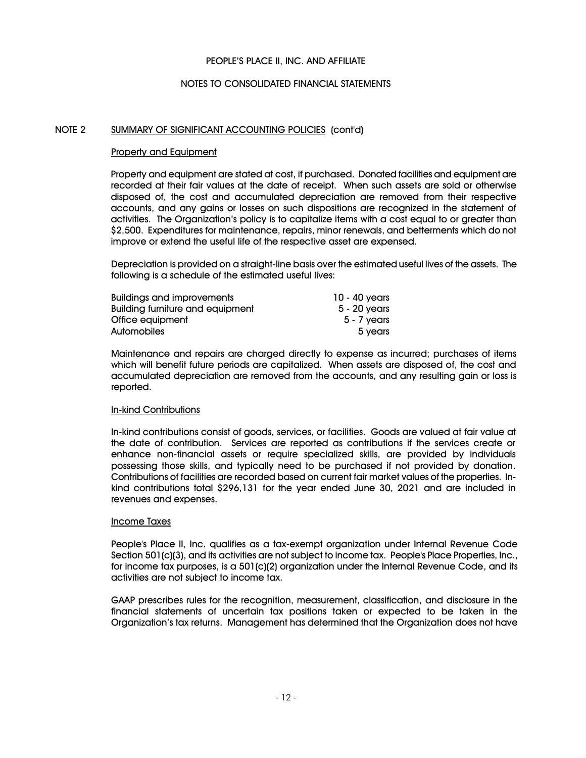PEOPLE'S PLACE II, INC. AND AFFILIATE

NOTES TO CONSOLIDATED FINANCIAL STATEMENTS

## NOTE 2 SUMMARY OF SIGNIFICANT ACCOUNTING POLICIES (cont'd)

### Property and Equipment

Property and equipment are stated at cost, if purchased. Donated facilities and equipment are recorded at their fair values at the date of receipt. When such assets are sold or otherwise disposed of, the cost and accumulated depreciation are removed from their respective accounts, and any gains or losses on such dispositions are recognized in the statement of activities. The Organization's policy is to capitalize items with a cost equal to or greater than $2,500. Expenditures for maintenance, repairs, minor renewals, and betterments which do not improve or extend the useful life of the respective asset are expensed.

Depreciation is provided on a straight-line basis over the estimated useful lives of the assets. The following is a schedule of the estimated useful lives:

| | |
|---|---|
| Buildings and improvements | 10 - 40 years |
| Building furniture and equipment | 5 - 20 years |
| Office equipment | 5 - 7 years |
| Automobiles | 5 years |

Maintenance and repairs are charged directly to expense as incurred; purchases of items which will benefit future periods are capitalized. When assets are disposed of, the cost and accumulated depreciation are removed from the accounts, and any resulting gain or loss is reported.

### In-kind Contributions

In-kind contributions consist of goods, services, or facilities. Goods are valued at fair value at the date of contribution. Services are reported as contributions if the services create or enhance non-financial assets or require specialized skills, are provided by individuals possessing those skills, and typically need to be purchased if not provided by donation. Contributions of facilities are recorded based on current fair market values of the properties. In-kind contributions total $296,131 for the year ended June 30, 2021 and are included in revenues and expenses.

### Income Taxes

People's Place II, Inc. qualifies as a tax-exempt organization under Internal Revenue Code Section 501(c)(3), and its activities are not subject to income tax. People's Place Properties, Inc., for income tax purposes, is a 501(c)(2) organization under the Internal Revenue Code, and its activities are not subject to income tax.

GAAP prescribes rules for the recognition, measurement, classification, and disclosure in the financial statements of uncertain tax positions taken or expected to be taken in the Organization's tax returns. Management has determined that the Organization does not have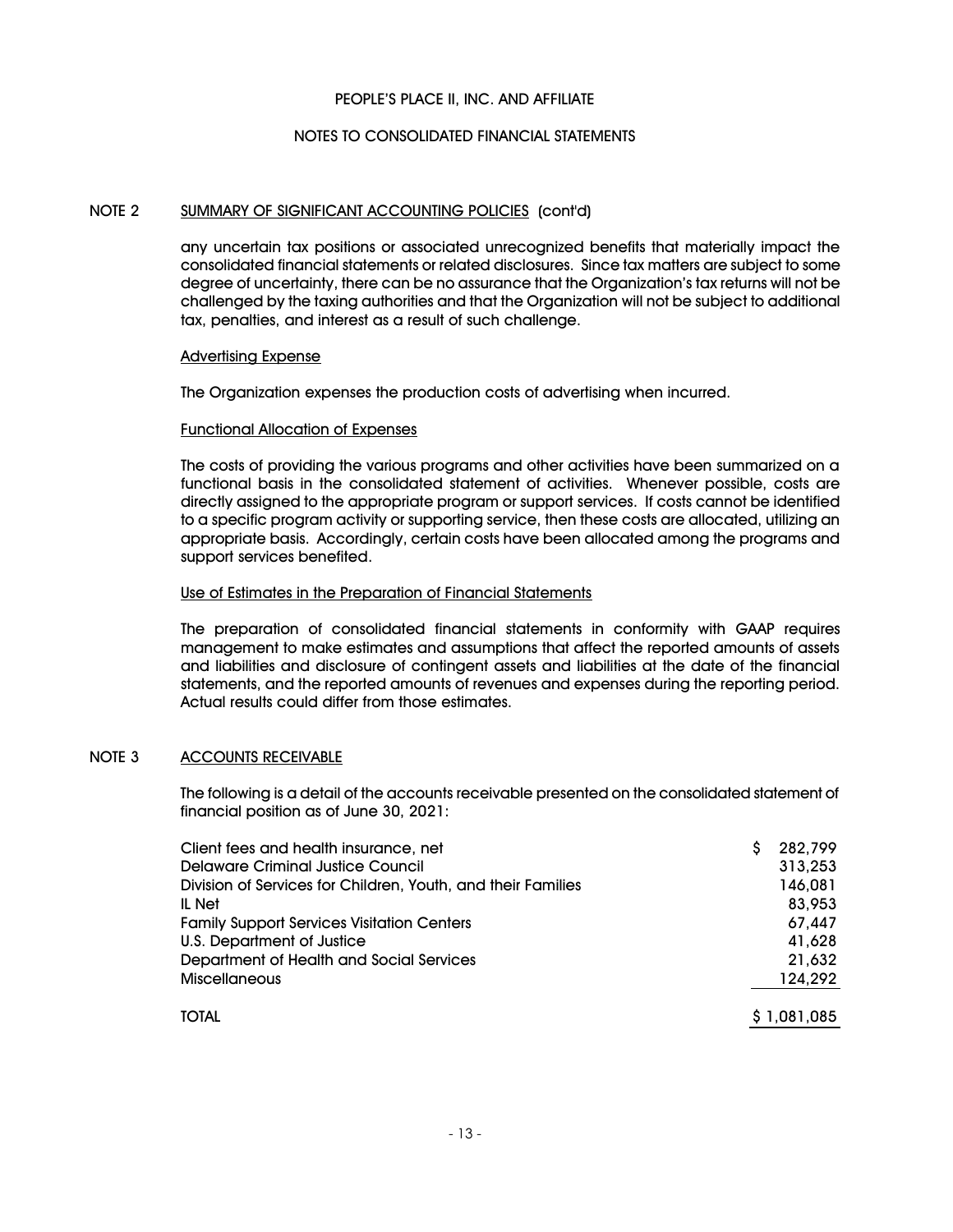## NOTE 2 SUMMARY OF SIGNIFICANT ACCOUNTING POLICIES (cont'd)

any uncertain tax positions or associated unrecognized benefits that materially impact the consolidated financial statements or related disclosures. Since tax matters are subject to some degree of uncertainty, there can be no assurance that the Organization's tax returns will not be challenged by the taxing authorities and that the Organization will not be subject to additional tax, penalties, and interest as a result of such challenge.

### Advertising Expense

The Organization expenses the production costs of advertising when incurred.

### Functional Allocation of Expenses

The costs of providing the various programs and other activities have been summarized on a functional basis in the consolidated statement of activities. Whenever possible, costs are directly assigned to the appropriate program or support services. If costs cannot be identified to a specific program activity or supporting service, then these costs are allocated, utilizing an appropriate basis. Accordingly, certain costs have been allocated among the programs and support services benefited.

### Use of Estimates in the Preparation of Financial Statements

The preparation of consolidated financial statements in conformity with GAAP requires management to make estimates and assumptions that affect the reported amounts of assets and liabilities and disclosure of contingent assets and liabilities at the date of the financial statements, and the reported amounts of revenues and expenses during the reporting period. Actual results could differ from those estimates.

## NOTE 3 ACCOUNTS RECEIVABLE

The following is a detail of the accounts receivable presented on the consolidated statement of financial position as of June 30, 2021:

| | |
|---|---|
| Client fees and health insurance, net | $ 282,799 |
| Delaware Criminal Justice Council | 313,253 |
| Division of Services for Children, Youth, and their Families | 146,081 |
| IL Net | 83,953 |
| Family Support Services Visitation Centers | 67,447 |
| U.S. Department of Justice | 41,628 |
| Department of Health and Social Services | 21,632 |
| Miscellaneous | 124,292 |
| TOTAL | $ 1,081,085 |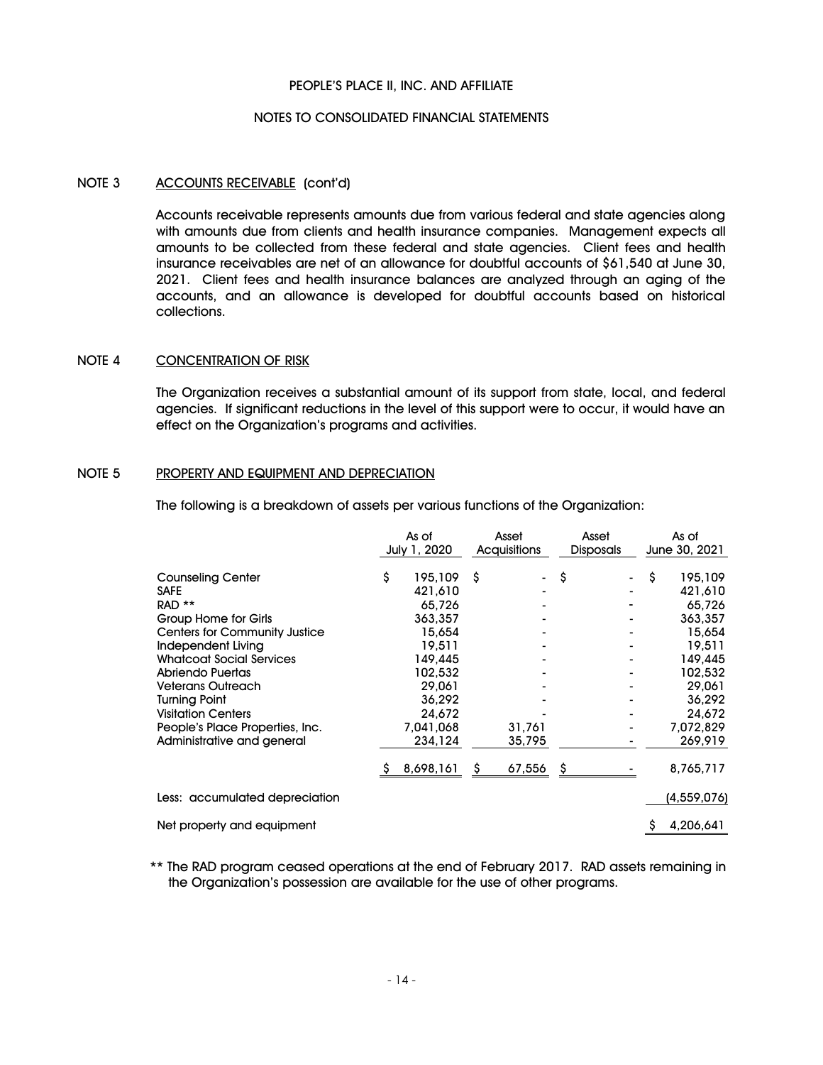PEOPLE'S PLACE II, INC. AND AFFILIATE

NOTES TO CONSOLIDATED FINANCIAL STATEMENTS

## NOTE 3 ACCOUNTS RECEIVABLE (cont'd)

Accounts receivable represents amounts due from various federal and state agencies along with amounts due from clients and health insurance companies. Management expects all amounts to be collected from these federal and state agencies. Client fees and health insurance receivables are net of an allowance for doubtful accounts of $61,540 at June 30, 2021. Client fees and health insurance balances are analyzed through an aging of the accounts, and an allowance is developed for doubtful accounts based on historical collections.

## NOTE 4 CONCENTRATION OF RISK

The Organization receives a substantial amount of its support from state, local, and federal agencies. If significant reductions in the level of this support were to occur, it would have an effect on the Organization's programs and activities.

## NOTE 5 PROPERTY AND EQUIPMENT AND DEPRECIATION

The following is a breakdown of assets per various functions of the Organization:

| | As of July 1, 2020 | Asset Acquisitions | Asset Disposals | As of June 30, 2021 |
|---|---|---|---|---|
| Counseling Center | $ 195,109 | $ - | $ - | $ 195,109 |
| SAFE | 421,610 | - | - | 421,610 |
| RAD ** | 65,726 | - | - | 65,726 |
| Group Home for Girls | 363,357 | - | - | 363,357 |
| Centers for Community Justice | 15,654 | - | - | 15,654 |
| Independent Living | 19,511 | - | - | 19,511 |
| Whatcoat Social Services | 149,445 | - | - | 149,445 |
| Abriendo Puertas | 102,532 | - | - | 102,532 |
| Veterans Outreach | 29,061 | - | - | 29,061 |
| Turning Point | 36,292 | - | - | 36,292 |
| Visitation Centers | 24,672 | - | - | 24,672 |
| People's Place Properties, Inc. | 7,041,068 | 31,761 | - | 7,072,829 |
| Administrative and general | 234,124 | 35,795 | - | 269,919 |
| | $ 8,698,161 | $ 67,556 | $ - | 8,765,717 |
| Less: accumulated depreciation | | | | (4,559,076) |
| Net property and equipment | | | | $ 4,206,641 |

** The RAD program ceased operations at the end of February 2017. RAD assets remaining in the Organization's possession are available for the use of other programs.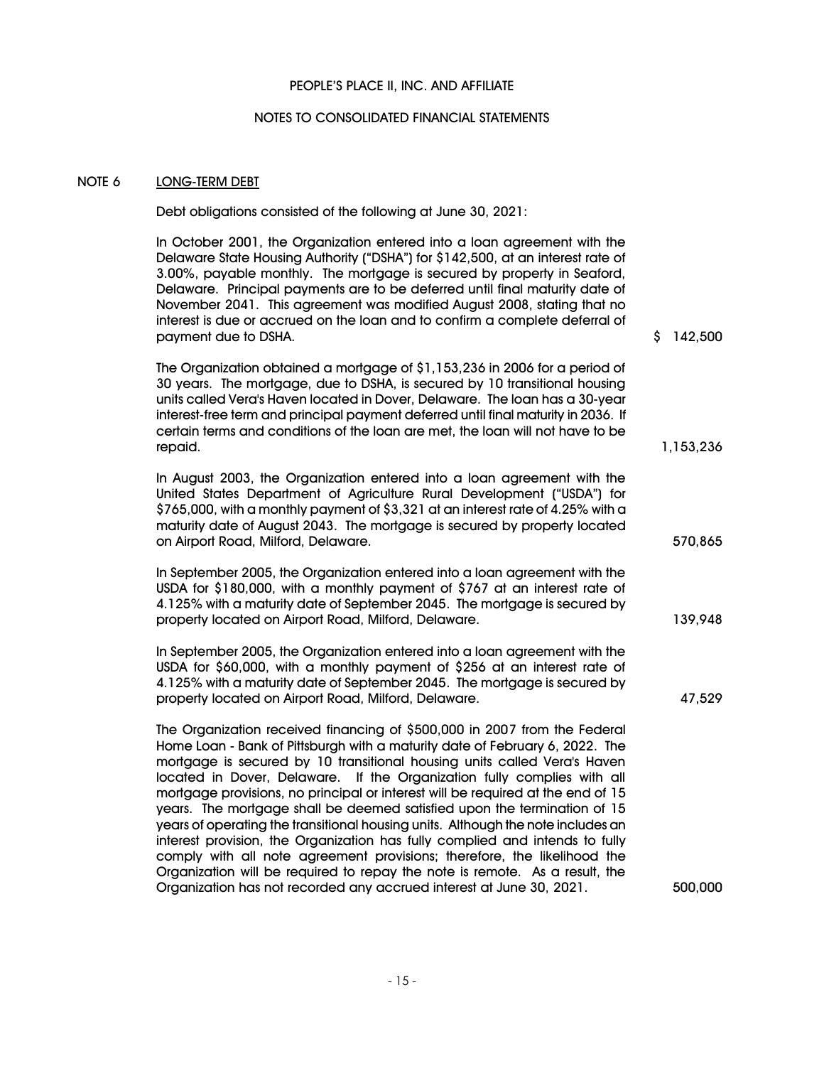PEOPLE'S PLACE II, INC. AND AFFILIATE

NOTES TO CONSOLIDATED FINANCIAL STATEMENTS

## NOTE 6 LONG-TERM DEBT

Debt obligations consisted of the following at June 30, 2021:

| | |
|---|---|
| In October 2001, the Organization entered into a loan agreement with the Delaware State Housing Authority ("DSHA") for $142,500, at an interest rate of 3.00%, payable monthly. The mortgage is secured by property in Seaford, Delaware. Principal payments are to be deferred until final maturity date of November 2041. This agreement was modified August 2008, stating that no interest is due or accrued on the loan and to confirm a complete deferral of payment due to DSHA. | $ 142,500 |
| The Organization obtained a mortgage of $1,153,236 in 2006 for a period of 30 years. The mortgage, due to DSHA, is secured by 10 transitional housing units called Vera's Haven located in Dover, Delaware. The loan has a 30-year interest-free term and principal payment deferred until final maturity in 2036. If certain terms and conditions of the loan are met, the loan will not have to be repaid. | 1,153,236 |
| In August 2003, the Organization entered into a loan agreement with the United States Department of Agriculture Rural Development ("USDA") for $765,000, with a monthly payment of $3,321 at an interest rate of 4.25% with a maturity date of August 2043. The mortgage is secured by property located on Airport Road, Milford, Delaware. | 570,865 |
| In September 2005, the Organization entered into a loan agreement with the USDA for $180,000, with a monthly payment of $767 at an interest rate of 4.125% with a maturity date of September 2045. The mortgage is secured by property located on Airport Road, Milford, Delaware. | 139,948 |
| In September 2005, the Organization entered into a loan agreement with the USDA for $60,000, with a monthly payment of $256 at an interest rate of 4.125% with a maturity date of September 2045. The mortgage is secured by property located on Airport Road, Milford, Delaware. | 47,529 |
| The Organization received financing of $500,000 in 2007 from the Federal Home Loan - Bank of Pittsburgh with a maturity date of February 6, 2022. The mortgage is secured by 10 transitional housing units called Vera's Haven located in Dover, Delaware. If the Organization fully complies with all mortgage provisions, no principal or interest will be required at the end of 15 years. The mortgage shall be deemed satisfied upon the termination of 15 years of operating the transitional housing units. Although the note includes an interest provision, the Organization has fully complied and intends to fully comply with all note agreement provisions; therefore, the likelihood the Organization will be required to repay the note is remote. As a result, the Organization has not recorded any accrued interest at June 30, 2021. | 500,000 |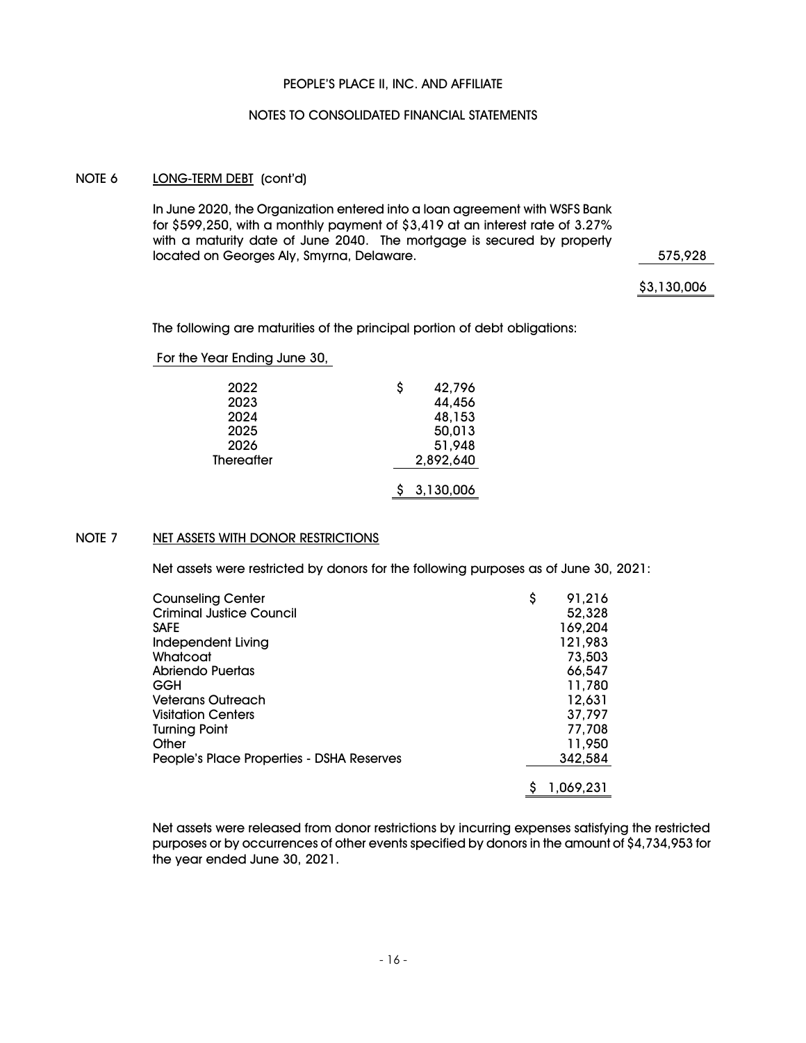PEOPLE'S PLACE II, INC. AND AFFILIATE

NOTES TO CONSOLIDATED FINANCIAL STATEMENTS

## NOTE 6 LONG-TERM DEBT (cont'd)

| | |
|---|---|
| In June 2020, the Organization entered into a loan agreement with WSFS Bank for \$599,250, with a monthly payment of \$3,419 at an interest rate of 3.27% with a maturity date of June 2040. The mortgage is secured by property located on Georges Aly, Smyrna, Delaware. | 575,928 |
| | \$3,130,006 |

The following are maturities of the principal portion of debt obligations:

| For the Year Ending June 30, | |
|---|---|
| 2022 | \$ 42,796 |
| 2023 | 44,456 |
| 2024 | 48,153 |
| 2025 | 50,013 |
| 2026 | 51,948 |
| Thereafter | 2,892,640 |
| | \$ 3,130,006 |

## NOTE 7 NET ASSETS WITH DONOR RESTRICTIONS

Net assets were restricted by donors for the following purposes as of June 30, 2021:

| | |
|---|---|
| Counseling Center | \$ 91,216 |
| Criminal Justice Council | 52,328 |
| SAFE | 169,204 |
| Independent Living | 121,983 |
| Whatcoat | 73,503 |
| Abriendo Puertas | 66,547 |
| GGH | 11,780 |
| Veterans Outreach | 12,631 |
| Visitation Centers | 37,797 |
| Turning Point | 77,708 |
| Other | 11,950 |
| People's Place Properties - DSHA Reserves | 342,584 |
| | \$ 1,069,231 |

Net assets were released from donor restrictions by incurring expenses satisfying the restricted purposes or by occurrences of other events specified by donors in the amount of \$4,734,953 for the year ended June 30, 2021.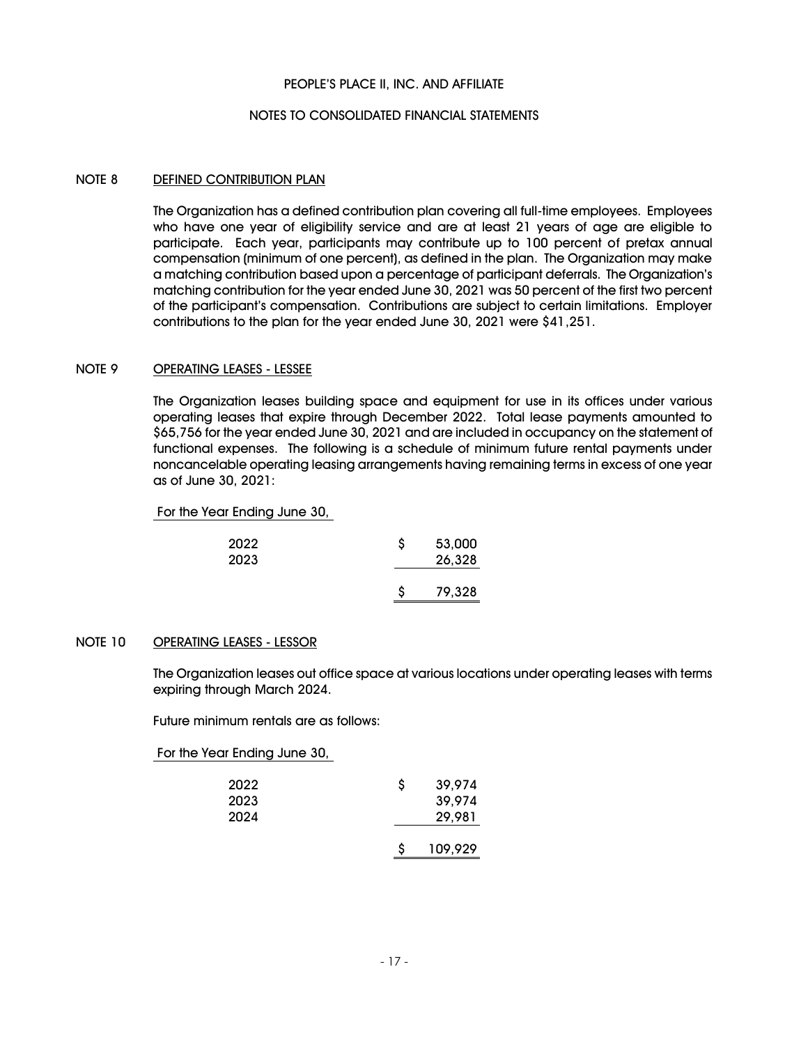PEOPLE'S PLACE II, INC. AND AFFILIATE

NOTES TO CONSOLIDATED FINANCIAL STATEMENTS

## NOTE 8 DEFINED CONTRIBUTION PLAN

The Organization has a defined contribution plan covering all full-time employees. Employees who have one year of eligibility service and are at least 21 years of age are eligible to participate. Each year, participants may contribute up to 100 percent of pretax annual compensation (minimum of one percent), as defined in the plan. The Organization may make a matching contribution based upon a percentage of participant deferrals. The Organization's matching contribution for the year ended June 30, 2021 was 50 percent of the first two percent of the participant's compensation. Contributions are subject to certain limitations. Employer contributions to the plan for the year ended June 30, 2021 were $41,251.

## NOTE 9 OPERATING LEASES - LESSEE

The Organization leases building space and equipment for use in its offices under various operating leases that expire through December 2022. Total lease payments amounted to $65,756 for the year ended June 30, 2021 and are included in occupancy on the statement of functional expenses. The following is a schedule of minimum future rental payments under noncancelable operating leasing arrangements having remaining terms in excess of one year as of June 30, 2021:

| For the Year Ending June 30, | |
|---|---|
| 2022 | $ 53,000 |
| 2023 | 26,328 |
| | $ 79,328 |

## NOTE 10 OPERATING LEASES - LESSOR

The Organization leases out office space at various locations under operating leases with terms expiring through March 2024.

Future minimum rentals are as follows:

| For the Year Ending June 30, | |
|---|---|
| 2022 | $ 39,974 |
| 2023 | 39,974 |
| 2024 | 29,981 |
| | $ 109,929 |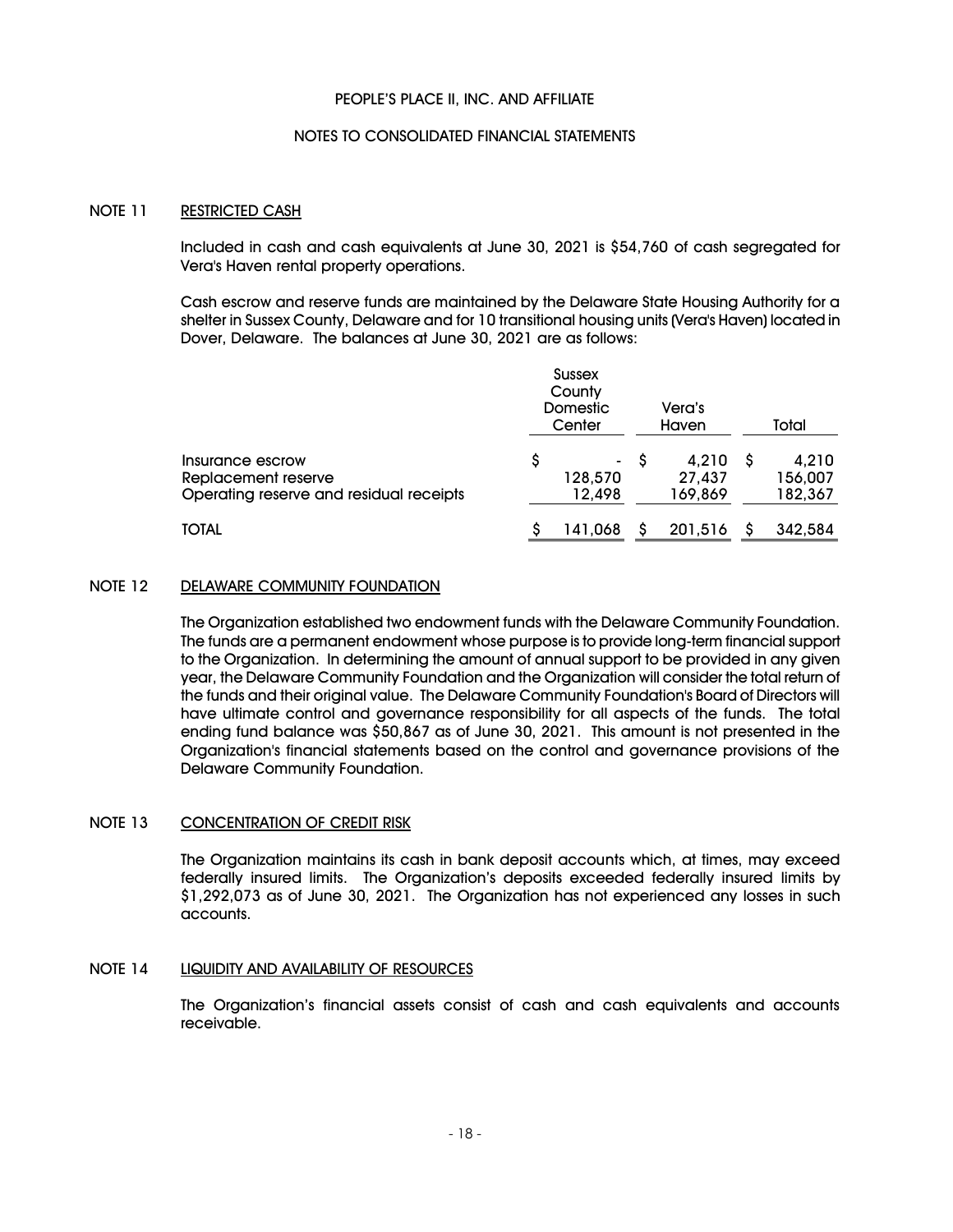PEOPLE'S PLACE II, INC. AND AFFILIATE

NOTES TO CONSOLIDATED FINANCIAL STATEMENTS

## NOTE 11 RESTRICTED CASH

Included in cash and cash equivalents at June 30, 2021 is $54,760 of cash segregated for Vera's Haven rental property operations.

Cash escrow and reserve funds are maintained by the Delaware State Housing Authority for a shelter in Sussex County, Delaware and for 10 transitional housing units (Vera's Haven) located in Dover, Delaware. The balances at June 30, 2021 are as follows:

| | Sussex County Domestic Center | Vera's Haven | Total |
|---|---|---|---|
| Insurance escrow | $ - | $ 4,210 | $ 4,210 |
| Replacement reserve | 128,570 | 27,437 | 156,007 |
| Operating reserve and residual receipts | 12,498 | 169,869 | 182,367 |
| TOTAL | $ 141,068 | $ 201,516 | $ 342,584 |

## NOTE 12 DELAWARE COMMUNITY FOUNDATION

The Organization established two endowment funds with the Delaware Community Foundation. The funds are a permanent endowment whose purpose is to provide long-term financial support to the Organization. In determining the amount of annual support to be provided in any given year, the Delaware Community Foundation and the Organization will consider the total return of the funds and their original value. The Delaware Community Foundation's Board of Directors will have ultimate control and governance responsibility for all aspects of the funds. The total ending fund balance was $50,867 as of June 30, 2021. This amount is not presented in the Organization's financial statements based on the control and governance provisions of the Delaware Community Foundation.

## NOTE 13 CONCENTRATION OF CREDIT RISK

The Organization maintains its cash in bank deposit accounts which, at times, may exceed federally insured limits. The Organization's deposits exceeded federally insured limits by $1,292,073 as of June 30, 2021. The Organization has not experienced any losses in such accounts.

## NOTE 14 LIQUIDITY AND AVAILABILITY OF RESOURCES

The Organization's financial assets consist of cash and cash equivalents and accounts receivable.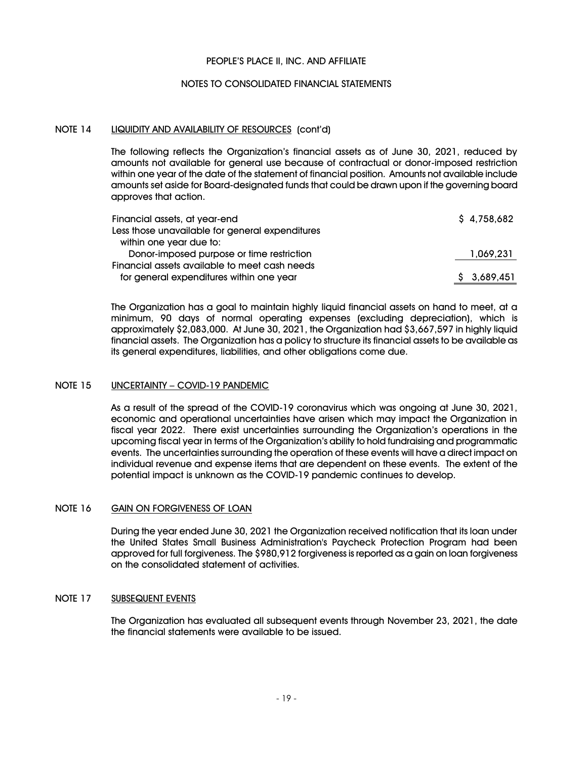PEOPLE'S PLACE II, INC. AND AFFILIATE

NOTES TO CONSOLIDATED FINANCIAL STATEMENTS

## NOTE 14 LIQUIDITY AND AVAILABILITY OF RESOURCES (cont'd)

The following reflects the Organization's financial assets as of June 30, 2021, reduced by amounts not available for general use because of contractual or donor-imposed restriction within one year of the date of the statement of financial position. Amounts not available include amounts set aside for Board-designated funds that could be drawn upon if the governing board approves that action.

| | |
|---|---|
| Financial assets, at year-end | $ 4,758,682 |
| Less those unavailable for general expenditures within one year due to: | |
| Donor-imposed purpose or time restriction | 1,069,231 |
| Financial assets available to meet cash needs for general expenditures within one year | $ 3,689,451 |

The Organization has a goal to maintain highly liquid financial assets on hand to meet, at a minimum, 90 days of normal operating expenses (excluding depreciation), which is approximately $2,083,000. At June 30, 2021, the Organization had $3,667,597 in highly liquid financial assets. The Organization has a policy to structure its financial assets to be available as its general expenditures, liabilities, and other obligations come due.

## NOTE 15 UNCERTAINTY – COVID-19 PANDEMIC

As a result of the spread of the COVID-19 coronavirus which was ongoing at June 30, 2021, economic and operational uncertainties have arisen which may impact the Organization in fiscal year 2022. There exist uncertainties surrounding the Organization's operations in the upcoming fiscal year in terms of the Organization's ability to hold fundraising and programmatic events. The uncertainties surrounding the operation of these events will have a direct impact on individual revenue and expense items that are dependent on these events. The extent of the potential impact is unknown as the COVID-19 pandemic continues to develop.

## NOTE 16 GAIN ON FORGIVENESS OF LOAN

During the year ended June 30, 2021 the Organization received notification that its loan under the United States Small Business Administration's Paycheck Protection Program had been approved for full forgiveness. The $980,912 forgiveness is reported as a gain on loan forgiveness on the consolidated statement of activities.

## NOTE 17 SUBSEQUENT EVENTS

The Organization has evaluated all subsequent events through November 23, 2021, the date the financial statements were available to be issued.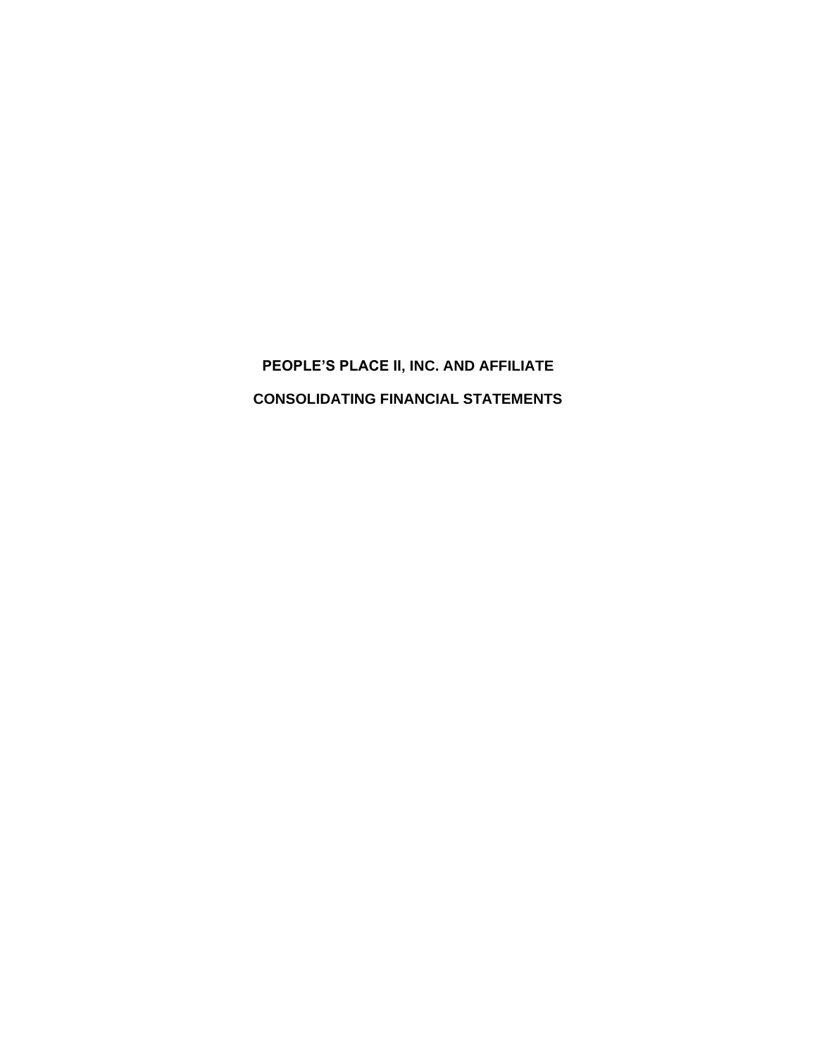**PEOPLE'S PLACE II, INC. AND AFFILIATE**

**CONSOLIDATING FINANCIAL STATEMENTS**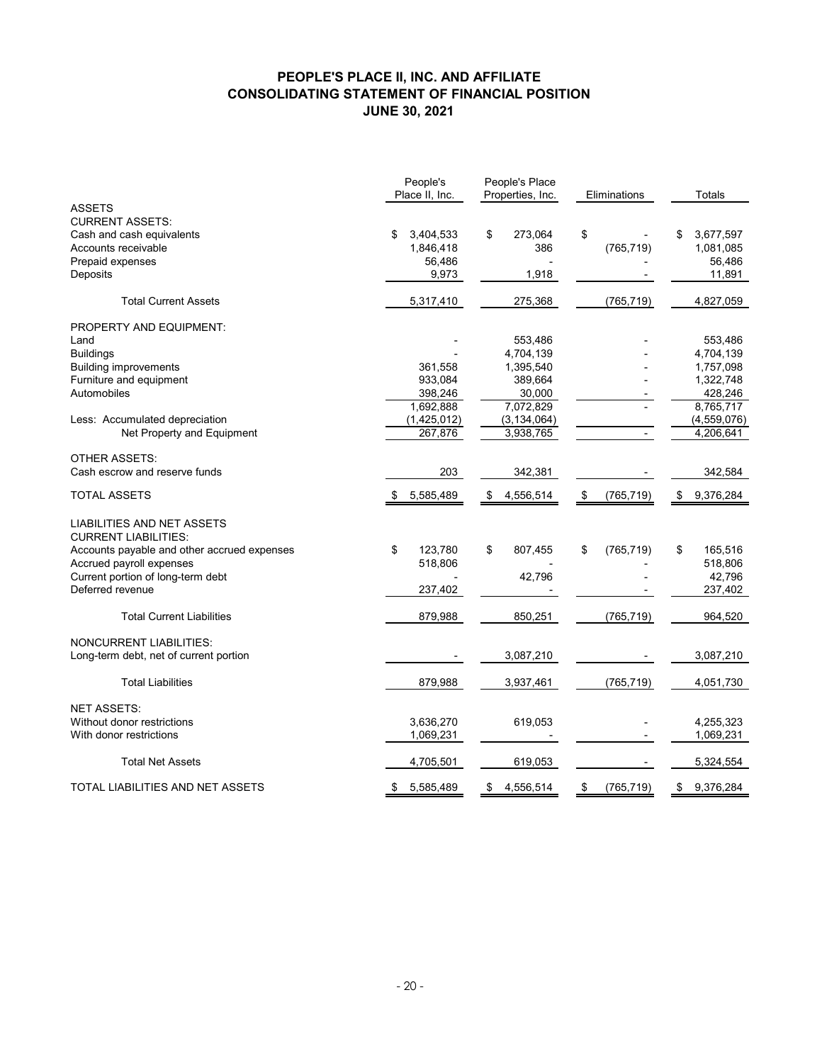# PEOPLE'S PLACE II, INC. AND AFFILIATE
## CONSOLIDATING STATEMENT OF FINANCIAL POSITION
## JUNE 30, 2021

| | People's Place II, Inc. | People's Place Properties, Inc. | Eliminations | Totals |
|---|---|---|---|---|
| **ASSETS** | | | | |
| CURRENT ASSETS: | | | | |
| Cash and cash equivalents | $ 3,404,533 | $ 273,064 | $ - | $ 3,677,597 |
| Accounts receivable | 1,846,418 | 386 | (765,719) | 1,081,085 |
| Prepaid expenses | 56,486 | - | - | 56,486 |
| Deposits | 9,973 | 1,918 | - | 11,891 |
| Total Current Assets | 5,317,410 | 275,368 | (765,719) | 4,827,059 |
| PROPERTY AND EQUIPMENT: | | | | |
| Land | - | 553,486 | - | 553,486 |
| Buildings | - | 4,704,139 | - | 4,704,139 |
| Building improvements | 361,558 | 1,395,540 | - | 1,757,098 |
| Furniture and equipment | 933,084 | 389,664 | - | 1,322,748 |
| Automobiles | 398,246 | 30,000 | - | 428,246 |
| | 1,692,888 | 7,072,829 | - | 8,765,717 |
| Less: Accumulated depreciation | (1,425,012) | (3,134,064) | | (4,559,076) |
| Net Property and Equipment | 267,876 | 3,938,765 | - | 4,206,641 |
| OTHER ASSETS: | | | | |
| Cash escrow and reserve funds | 203 | 342,381 | - | 342,584 |
| TOTAL ASSETS | $ 5,585,489 | $ 4,556,514 | $ (765,719) | $ 9,376,284 |
| **LIABILITIES AND NET ASSETS** | | | | |
| CURRENT LIABILITIES: | | | | |
| Accounts payable and other accrued expenses | $ 123,780 | $ 807,455 | $ (765,719) | $ 165,516 |
| Accrued payroll expenses | 518,806 | - | - | 518,806 |
| Current portion of long-term debt | - | 42,796 | - | 42,796 |
| Deferred revenue | 237,402 | - | - | 237,402 |
| Total Current Liabilities | 879,988 | 850,251 | (765,719) | 964,520 |
| NONCURRENT LIABILITIES: | | | | |
| Long-term debt, net of current portion | - | 3,087,210 | - | 3,087,210 |
| Total Liabilities | 879,988 | 3,937,461 | (765,719) | 4,051,730 |
| NET ASSETS: | | | | |
| Without donor restrictions | 3,636,270 | 619,053 | - | 4,255,323 |
| With donor restrictions | 1,069,231 | - | - | 1,069,231 |
| Total Net Assets | 4,705,501 | 619,053 | - | 5,324,554 |
| TOTAL LIABILITIES AND NET ASSETS | $ 5,585,489 | $ 4,556,514 | $ (765,719) | $ 9,376,284 |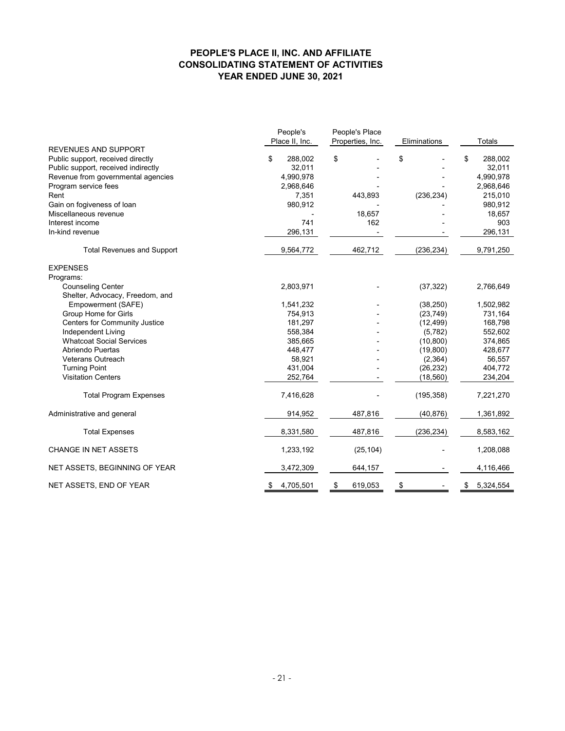# PEOPLE'S PLACE II, INC. AND AFFILIATE
## CONSOLIDATING STATEMENT OF ACTIVITIES
### YEAR ENDED JUNE 30, 2021

| | People's Place II, Inc. | People's Place Properties, Inc. | Eliminations | Totals |
|---|---|---|---|---|
| REVENUES AND SUPPORT | | | | |
| Public support, received directly | $ 288,002 | $ - | $ - | $ 288,002 |
| Public support, received indirectly | 32,011 | - | - | 32,011 |
| Revenue from governmental agencies | 4,990,978 | - | - | 4,990,978 |
| Program service fees | 2,968,646 | - | - | 2,968,646 |
| Rent | 7,351 | 443,893 | (236,234) | 215,010 |
| Gain on fogiveness of loan | 980,912 | - | - | 980,912 |
| Miscellaneous revenue | - | 18,657 | - | 18,657 |
| Interest income | 741 | 162 | - | 903 |
| In-kind revenue | 296,131 | - | - | 296,131 |
| Total Revenues and Support | 9,564,772 | 462,712 | (236,234) | 9,791,250 |
| EXPENSES | | | | |
| Programs: | | | | |
| Counseling Center | 2,803,971 | - | (37,322) | 2,766,649 |
| Shelter, Advocacy, Freedom, and Empowerment (SAFE) | 1,541,232 | - | (38,250) | 1,502,982 |
| Group Home for Girls | 754,913 | - | (23,749) | 731,164 |
| Centers for Community Justice | 181,297 | - | (12,499) | 168,798 |
| Independent Living | 558,384 | - | (5,782) | 552,602 |
| Whatcoat Social Services | 385,665 | - | (10,800) | 374,865 |
| Abriendo Puertas | 448,477 | - | (19,800) | 428,677 |
| Veterans Outreach | 58,921 | - | (2,364) | 56,557 |
| Turning Point | 431,004 | - | (26,232) | 404,772 |
| Visitation Centers | 252,764 | - | (18,560) | 234,204 |
| Total Program Expenses | 7,416,628 | - | (195,358) | 7,221,270 |
| Administrative and general | 914,952 | 487,816 | (40,876) | 1,361,892 |
| Total Expenses | 8,331,580 | 487,816 | (236,234) | 8,583,162 |
| CHANGE IN NET ASSETS | 1,233,192 | (25,104) | - | 1,208,088 |
| NET ASSETS, BEGINNING OF YEAR | 3,472,309 | 644,157 | - | 4,116,466 |
| NET ASSETS, END OF YEAR | $ 4,705,501 | $ 619,053 | $ - | $ 5,324,554 |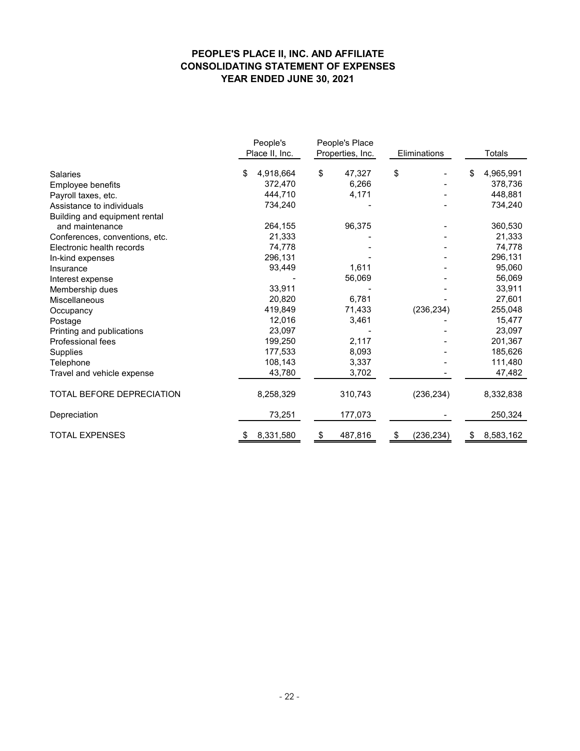# PEOPLE'S PLACE II, INC. AND AFFILIATE
# CONSOLIDATING STATEMENT OF EXPENSES
# YEAR ENDED JUNE 30, 2021

| | People's Place II, Inc. | People's Place Properties, Inc. | Eliminations | Totals |
|---|---|---|---|---|
| Salaries | $ 4,918,664 | $ 47,327 | $ - | $ 4,965,991 |
| Employee benefits | 372,470 | 6,266 | - | 378,736 |
| Payroll taxes, etc. | 444,710 | 4,171 | - | 448,881 |
| Assistance to individuals | 734,240 | - | - | 734,240 |
| Building and equipment rental and maintenance | 264,155 | 96,375 | - | 360,530 |
| Conferences, conventions, etc. | 21,333 | - | - | 21,333 |
| Electronic health records | 74,778 | - | - | 74,778 |
| In-kind expenses | 296,131 | - | - | 296,131 |
| Insurance | 93,449 | 1,611 | - | 95,060 |
| Interest expense | - | 56,069 | - | 56,069 |
| Membership dues | 33,911 | - | - | 33,911 |
| Miscellaneous | 20,820 | 6,781 | - | 27,601 |
| Occupancy | 419,849 | 71,433 | (236,234) | 255,048 |
| Postage | 12,016 | 3,461 | - | 15,477 |
| Printing and publications | 23,097 | - | - | 23,097 |
| Professional fees | 199,250 | 2,117 | - | 201,367 |
| Supplies | 177,533 | 8,093 | - | 185,626 |
| Telephone | 108,143 | 3,337 | - | 111,480 |
| Travel and vehicle expense | 43,780 | 3,702 | - | 47,482 |
| TOTAL BEFORE DEPRECIATION | 8,258,329 | 310,743 | (236,234) | 8,332,838 |
| Depreciation | 73,251 | 177,073 | - | 250,324 |
| TOTAL EXPENSES | $ 8,331,580 | $ 487,816 | $ (236,234) | $ 8,583,162 |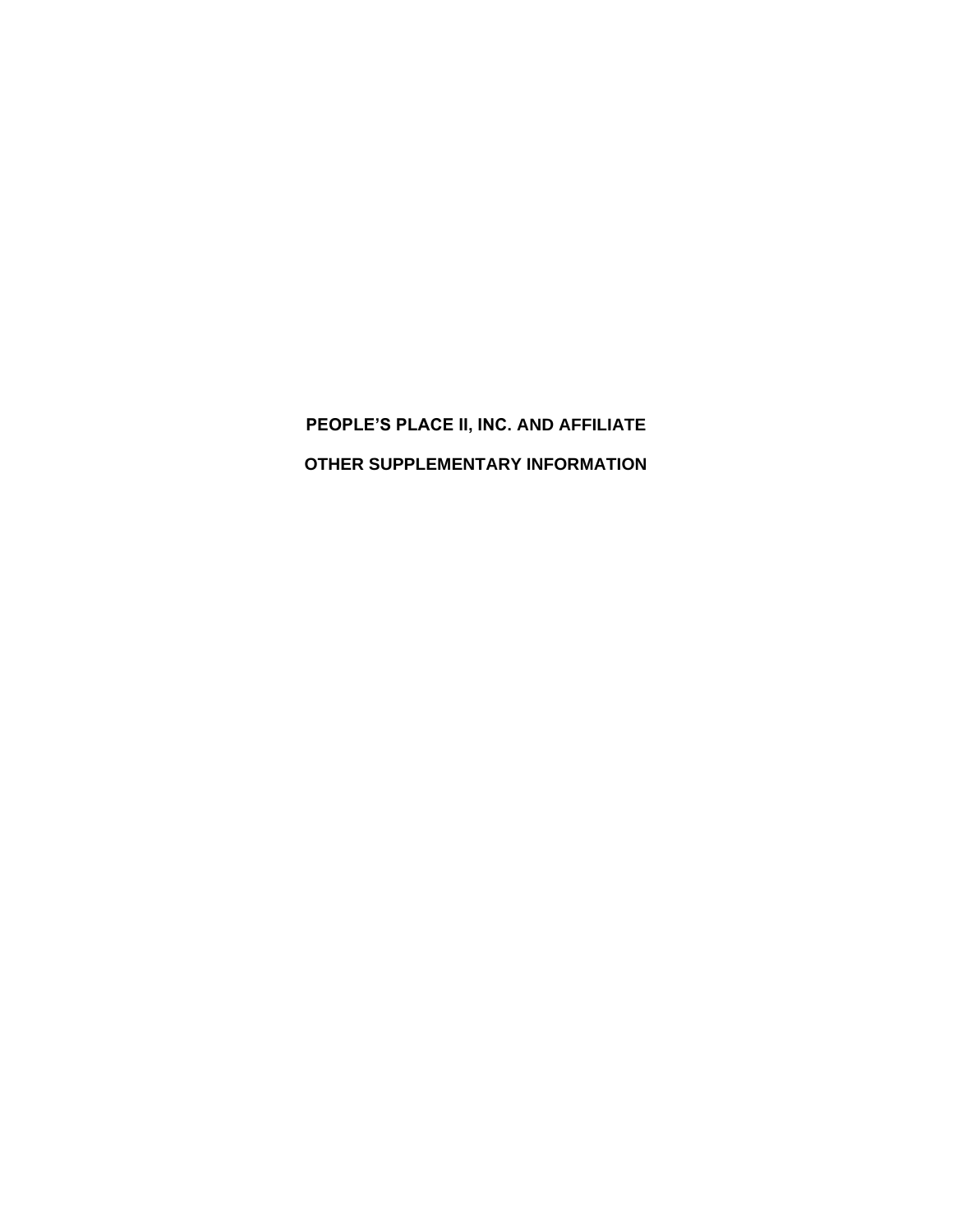# PEOPLE’S PLACE II, INC. AND AFFILIATE

## OTHER SUPPLEMENTARY INFORMATION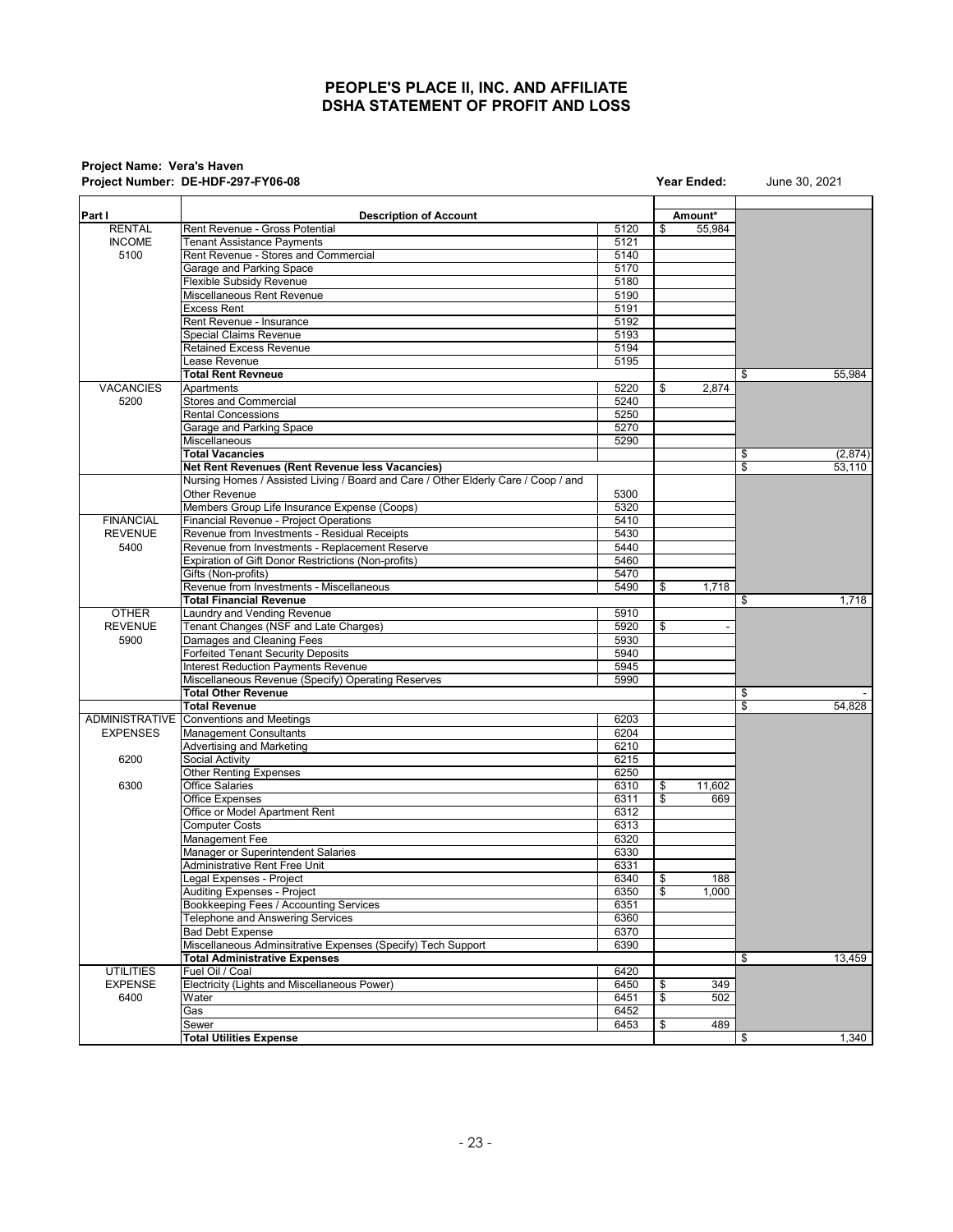# PEOPLE'S PLACE II, INC. AND AFFILIATE
# DSHA STATEMENT OF PROFIT AND LOSS

**Project Name: Vera's Haven**
**Project Number: DE-HDF-297-FY06-08** **Year Ended:** June 30, 2021

| Part I | Description of Account | | Amount* | |
|---|---|---|---|---|
| RENTAL | Rent Revenue - Gross Potential | 5120 | $ 55,984 | |
| INCOME | Tenant Assistance Payments | 5121 | | |
| 5100 | Rent Revenue - Stores and Commercial | 5140 | | |
| | Garage and Parking Space | 5170 | | |
| | Flexible Subsidy Revenue | 5180 | | |
| | Miscellaneous Rent Revenue | 5190 | | |
| | Excess Rent | 5191 | | |
| | Rent Revenue - Insurance | 5192 | | |
| | Special Claims Revenue | 5193 | | |
| | Retained Excess Revenue | 5194 | | |
| | Lease Revenue | 5195 | | |
| | **Total Rent Revneue** | | | $ 55,984 |
| VACANCIES | Apartments | 5220 | $ 2,874 | |
| 5200 | Stores and Commercial | 5240 | | |
| | Rental Concessions | 5250 | | |
| | Garage and Parking Space | 5270 | | |
| | Miscellaneous | 5290 | | |
| | **Total Vacancies** | | | $ (2,874) |
| | **Net Rent Revenues (Rent Revenue less Vacancies)** | | | $ 53,110 |
| | Nursing Homes / Assisted Living / Board and Care / Other Elderly Care / Coop / and Other Revenue | 5300 | | |
| | Members Group Life Insurance Expense (Coops) | 5320 | | |
| FINANCIAL | Financial Revenue - Project Operations | 5410 | | |
| REVENUE | Revenue from Investments - Residual Receipts | 5430 | | |
| 5400 | Revenue from Investments - Replacement Reserve | 5440 | | |
| | Expiration of Gift Donor Restrictions (Non-profits) | 5460 | | |
| | Gifts (Non-profits) | 5470 | | |
| | Revenue from Investments - Miscellaneous | 5490 | $ 1,718 | |
| | **Total Financial Revenue** | | | $ 1,718 |
| OTHER | Laundry and Vending Revenue | 5910 | | |
| REVENUE | Tenant Changes (NSF and Late Charges) | 5920 | $ - | |
| 5900 | Damages and Cleaning Fees | 5930 | | |
| | Forfeited Tenant Security Deposits | 5940 | | |
| | Interest Reduction Payments Revenue | 5945 | | |
| | Miscellaneous Revenue (Specify) Operating Reserves | 5990 | | |
| | **Total Other Revenue** | | | $ - |
| | **Total Revenue** | | | $ 54,828 |
| ADMINISTRATIVE | Conventions and Meetings | 6203 | | |
| EXPENSES | Management Consultants | 6204 | | |
| | Advertising and Marketing | 6210 | | |
| 6200 | Social Activity | 6215 | | |
| | Other Renting Expenses | 6250 | | |
| 6300 | Office Salaries | 6310 | $ 11,602 | |
| | Office Expenses | 6311 | $ 669 | |
| | Office or Model Apartment Rent | 6312 | | |
| | Computer Costs | 6313 | | |
| | Management Fee | 6320 | | |
| | Manager or Superintendent Salaries | 6330 | | |
| | Administrative Rent Free Unit | 6331 | | |
| | Legal Expenses - Project | 6340 | $ 188 | |
| | Auditing Expenses - Project | 6350 | $ 1,000 | |
| | Bookkeeping Fees / Accounting Services | 6351 | | |
| | Telephone and Answering Services | 6360 | | |
| | Bad Debt Expense | 6370 | | |
| | Miscellaneous Adminsitrative Expenses (Specify) Tech Support | 6390 | | |
| | **Total Administrative Expenses** | | | $ 13,459 |
| UTILITIES | Fuel Oil / Coal | 6420 | | |
| EXPENSE | Electricity (Lights and Miscellaneous Power) | 6450 | $ 349 | |
| 6400 | Water | 6451 | $ 502 | |
| | Gas | 6452 | | |
| | Sewer | 6453 | $ 489 | |
| | **Total Utilities Expense** | | | $ 1,340 |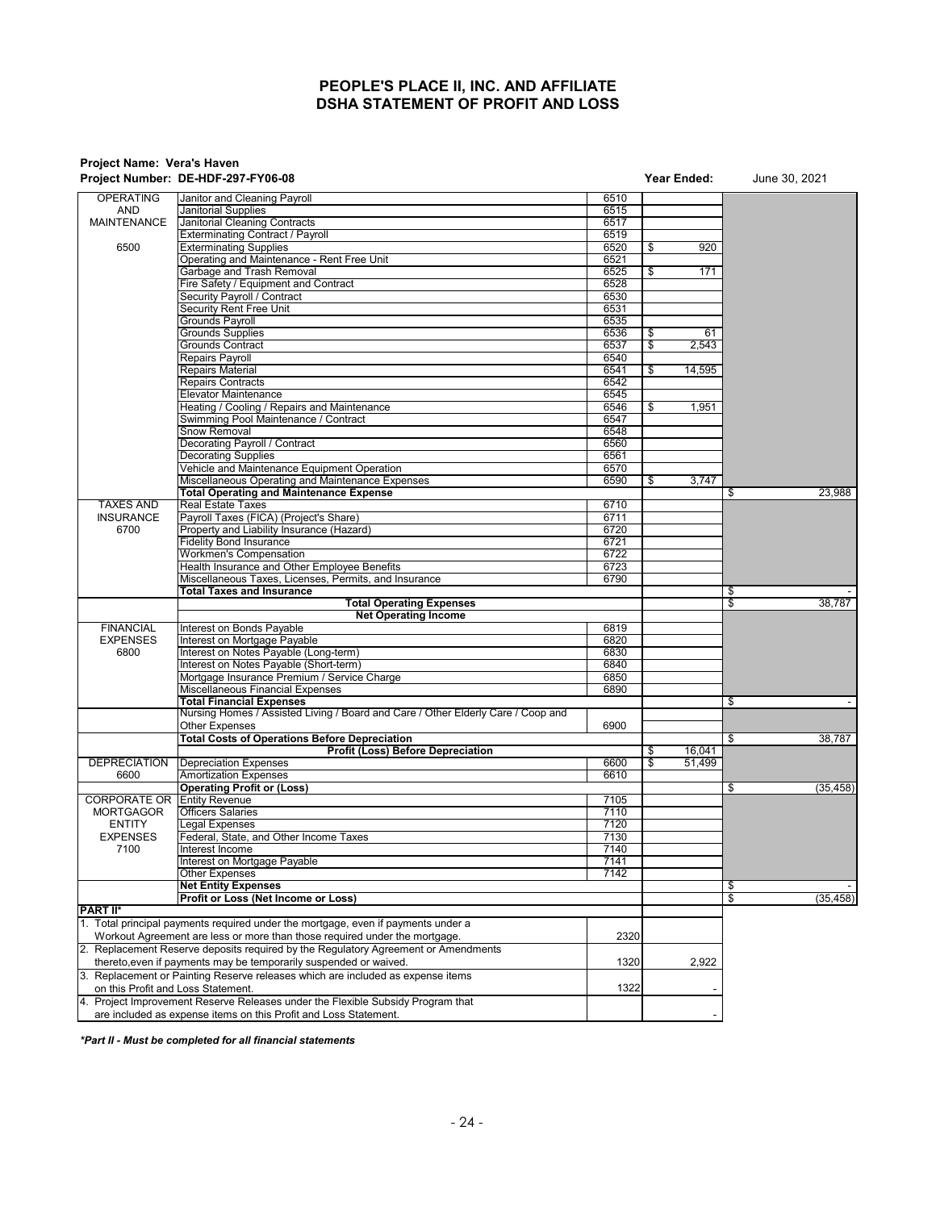# PEOPLE'S PLACE II, INC. AND AFFILIATE
# DSHA STATEMENT OF PROFIT AND LOSS

**Project Name: Vera's Haven**
**Project Number: DE-HDF-297-FY06-08** **Year Ended:** June 30, 2021

| | | | | |
|---|---|---|---|---|
| OPERATING AND MAINTENANCE 6500 | Janitor and Cleaning Payroll | 6510 | | |
| | Janitorial Supplies | 6515 | | |
| | Janitorial Cleaning Contracts | 6517 | | |
| | Exterminating Contract / Payroll | 6519 | | |
| | Exterminating Supplies | 6520 | $ 920 | |
| | Operating and Maintenance - Rent Free Unit | 6521 | | |
| | Garbage and Trash Removal | 6525 | $ 171 | |
| | Fire Safety / Equipment and Contract | 6528 | | |
| | Security Payroll / Contract | 6530 | | |
| | Security Rent Free Unit | 6531 | | |
| | Grounds Payroll | 6535 | | |
| | Grounds Supplies | 6536 | $ 61 | |
| | Grounds Contract | 6537 | $ 2,543 | |
| | Repairs Payroll | 6540 | | |
| | Repairs Material | 6541 | $ 14,595 | |
| | Repairs Contracts | 6542 | | |
| | Elevator Maintenance | 6545 | | |
| | Heating / Cooling / Repairs and Maintenance | 6546 | $ 1,951 | |
| | Swimming Pool Maintenance / Contract | 6547 | | |
| | Snow Removal | 6548 | | |
| | Decorating Payroll / Contract | 6560 | | |
| | Decorating Supplies | 6561 | | |
| | Vehicle and Maintenance Equipment Operation | 6570 | | |
| | Miscellaneous Operating and Maintenance Expenses | 6590 | $ 3,747 | |
| | **Total Operating and Maintenance Expense** | | | $ 23,988 |
| TAXES AND INSURANCE 6700 | Real Estate Taxes | 6710 | | |
| | Payroll Taxes (FICA) (Project's Share) | 6711 | | |
| | Property and Liability Insurance (Hazard) | 6720 | | |
| | Fidelity Bond Insurance | 6721 | | |
| | Workmen's Compensation | 6722 | | |
| | Health Insurance and Other Employee Benefits | 6723 | | |
| | Miscellaneous Taxes, Licenses, Permits, and Insurance | 6790 | | |
| | **Total Taxes and Insurance** | | | $ - |
| | **Total Operating Expenses** | | | $ 38,787 |
| | **Net Operating Income** | | | |
| FINANCIAL EXPENSES 6800 | Interest on Bonds Payable | 6819 | | |
| | Interest on Mortgage Payable | 6820 | | |
| | Interest on Notes Payable (Long-term) | 6830 | | |
| | Interest on Notes Payable (Short-term) | 6840 | | |
| | Mortgage Insurance Premium / Service Charge | 6850 | | |
| | Miscellaneous Financial Expenses | 6890 | | |
| | **Total Financial Expenses** | | | $ - |
| | Nursing Homes / Assisted Living / Board and Care / Other Elderly Care / Coop and Other Expenses | 6900 | | |
| | **Total Costs of Operations Before Depreciation** | | | $ 38,787 |
| | **Profit (Loss) Before Depreciation** | | $ 16,041 | |
| DEPRECIATION 6600 | Depreciation Expenses | 6600 | $ 51,499 | |
| | Amortization Expenses | 6610 | | |
| | **Operating Profit or (Loss)** | | | $ (35,458) |
| CORPORATE OR MORTGAGOR ENTITY EXPENSES 7100 | Entity Revenue | 7105 | | |
| | Officers Salaries | 7110 | | |
| | Legal Expenses | 7120 | | |
| | Federal, State, and Other Income Taxes | 7130 | | |
| | Interest Income | 7140 | | |
| | Interest on Mortgage Payable | 7141 | | |
| | Other Expenses | 7142 | | |
| | **Net Entity Expenses** | | | $ - |
| | **Profit or Loss (Net Income or Loss)** | | | $ (35,458) |

**PART II***

| | | |
|---|---|---|
| 1. Total principal payments required under the mortgage, even if payments under a Workout Agreement are less or more than those required under the mortgage. | 2320 | |
| 2. Replacement Reserve deposits required by the Regulatory Agreement or Amendments thereto,even if payments may be temporarily suspended or waived. | 1320 | 2,922 |
| 3. Replacement or Painting Reserve releases which are included as expense items on this Profit and Loss Statement. | 1322 | - |
| 4. Project Improvement Reserve Releases under the Flexible Subsidy Program that are included as expense items on this Profit and Loss Statement. | | - |

***Part II - Must be completed for all financial statements***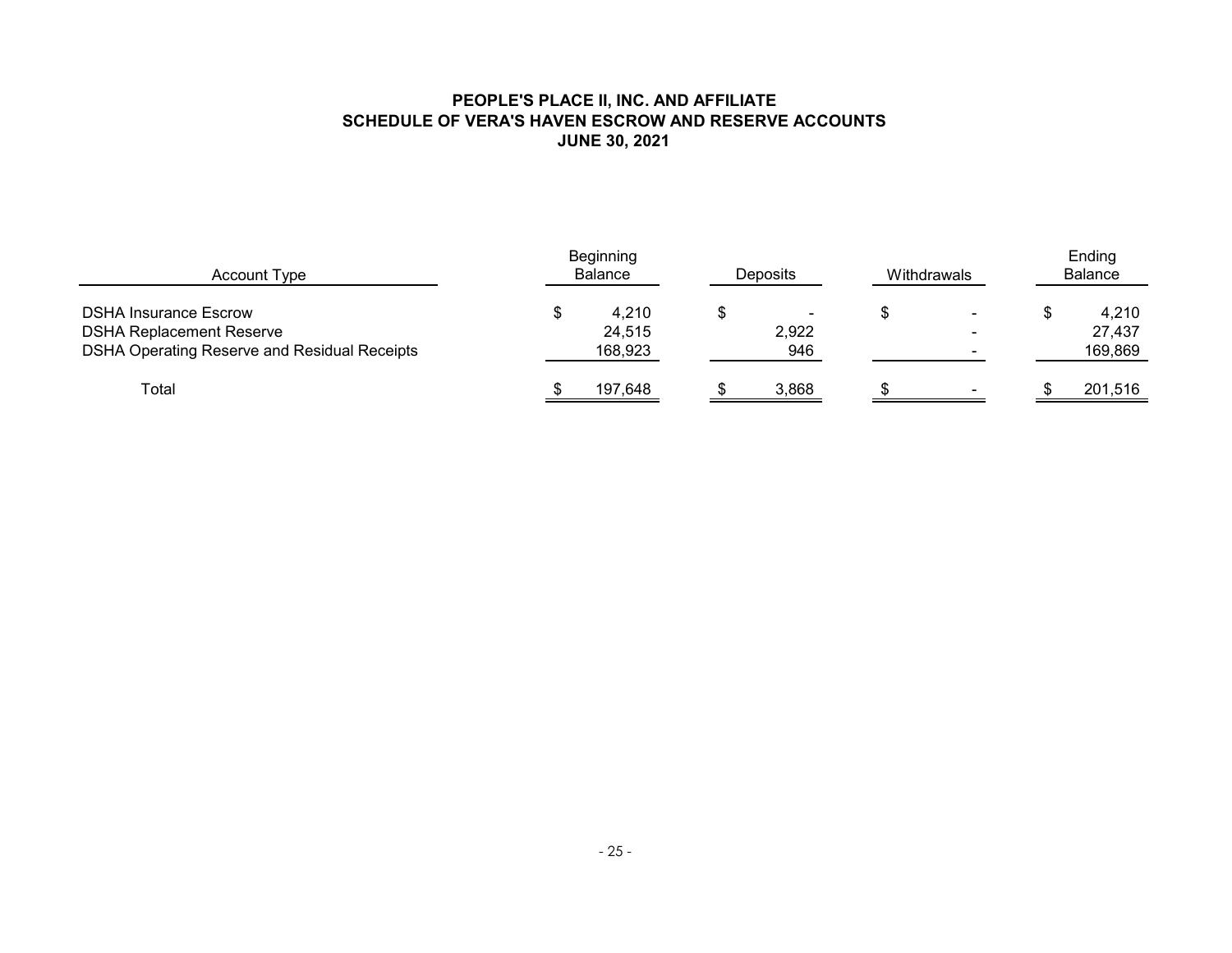**PEOPLE'S PLACE II, INC. AND AFFILIATE**
**SCHEDULE OF VERA'S HAVEN ESCROW AND RESERVE ACCOUNTS**
**JUNE 30, 2021**

| Account Type | Beginning Balance | Deposits | Withdrawals | Ending Balance |
|---|---|---|---|---|
| DSHA Insurance Escrow | $ 4,210 | $ - | $ - | $ 4,210 |
| DSHA Replacement Reserve | 24,515 | 2,922 | - | 27,437 |
| DSHA Operating Reserve and Residual Receipts | 168,923 | 946 | - | 169,869 |
| Total | $ 197,648 | $ 3,868 | $ - | $ 201,516 |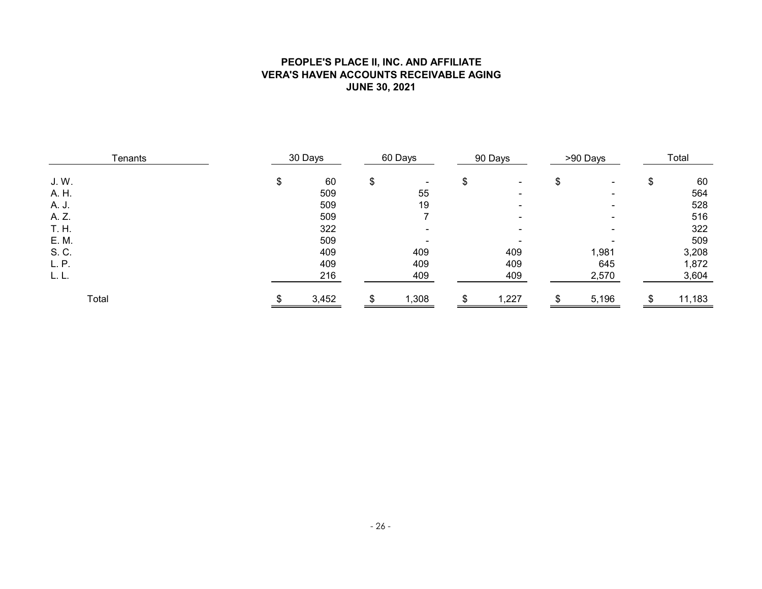**PEOPLE'S PLACE II, INC. AND AFFILIATE**
**VERA'S HAVEN ACCOUNTS RECEIVABLE AGING**
**JUNE 30, 2021**

| Tenants | 30 Days | 60 Days | 90 Days | >90 Days | Total |
|---|---|---|---|---|---|
| J. W. | $ 60 | $ - | $ - | $ - | $ 60 |
| A. H. | 509 | 55 | - | - | 564 |
| A. J. | 509 | 19 | - | - | 528 |
| A. Z. | 509 | 7 | - | - | 516 |
| T. H. | 322 | - | - | - | 322 |
| E. M. | 509 | - | - | - | 509 |
| S. C. | 409 | 409 | 409 | 1,981 | 3,208 |
| L. P. | 409 | 409 | 409 | 645 | 1,872 |
| L. L. | 216 | 409 | 409 | 2,570 | 3,604 |
| Total | $ 3,452 | $ 1,308 | $ 1,227 | $ 5,196 | $ 11,183 |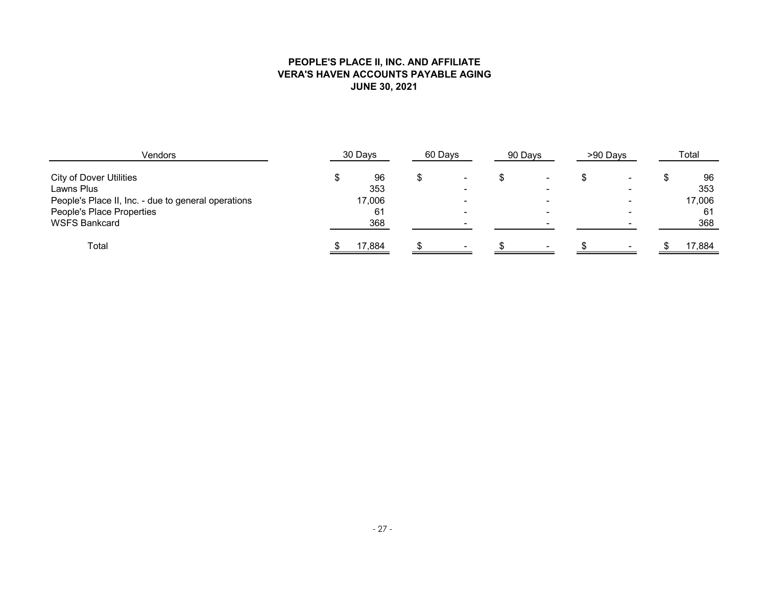**PEOPLE'S PLACE II, INC. AND AFFILIATE**
**VERA'S HAVEN ACCOUNTS PAYABLE AGING**
**JUNE 30, 2021**

| Vendors | 30 Days | 60 Days | 90 Days | >90 Days | Total |
|---|---|---|---|---|---|
| City of Dover Utilities | $ 96 | $ - | $ - | $ - | $ 96 |
| Lawns Plus | 353 | - | - | - | 353 |
| People's Place II, Inc. - due to general operations | 17,006 | - | - | - | 17,006 |
| People's Place Properties | 61 | - | - | - | 61 |
| WSFS Bankcard | 368 | - | - | - | 368 |
| Total | $ 17,884 | $ - | $ - | $ - | $ 17,884 |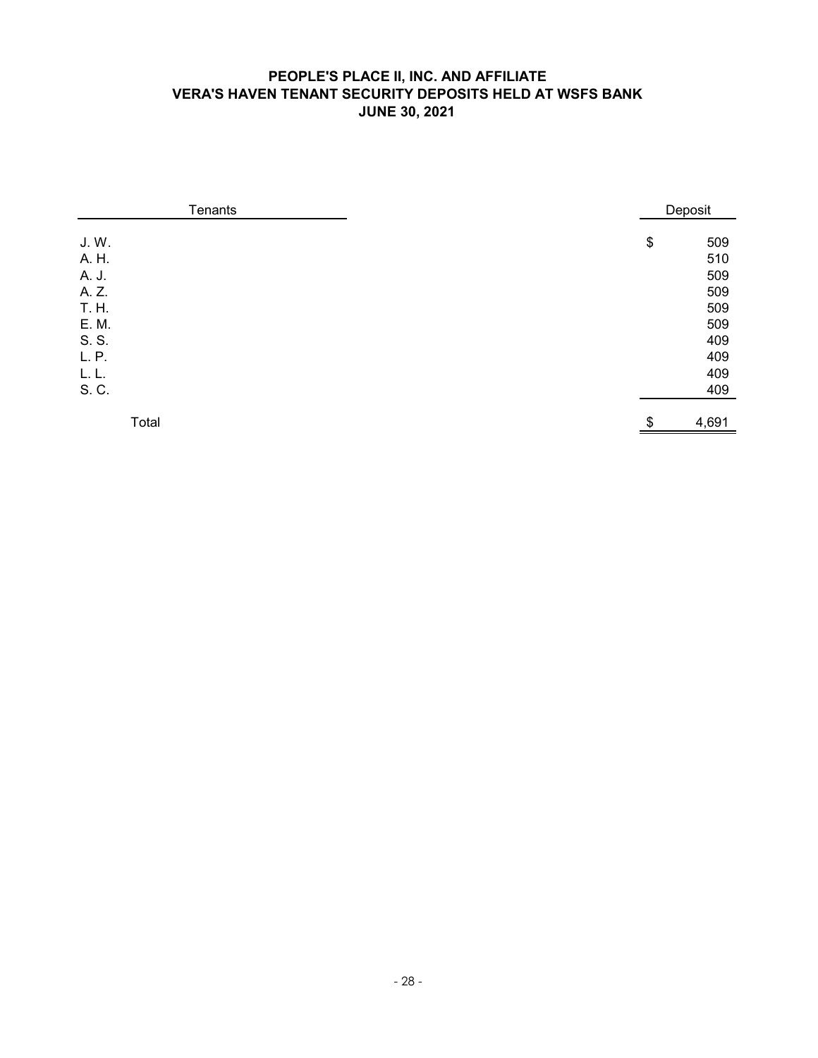**PEOPLE'S PLACE II, INC. AND AFFILIATE**
**VERA'S HAVEN TENANT SECURITY DEPOSITS HELD AT WSFS BANK**
**JUNE 30, 2021**

| Tenants | Deposit |
|---|---|
| J. W. | $ 509 |
| A. H. | 510 |
| A. J. | 509 |
| A. Z. | 509 |
| T. H. | 509 |
| E. M. | 509 |
| S. S. | 409 |
| L. P. | 409 |
| L. L. | 409 |
| S. C. | 409 |
| Total | $ 4,691 |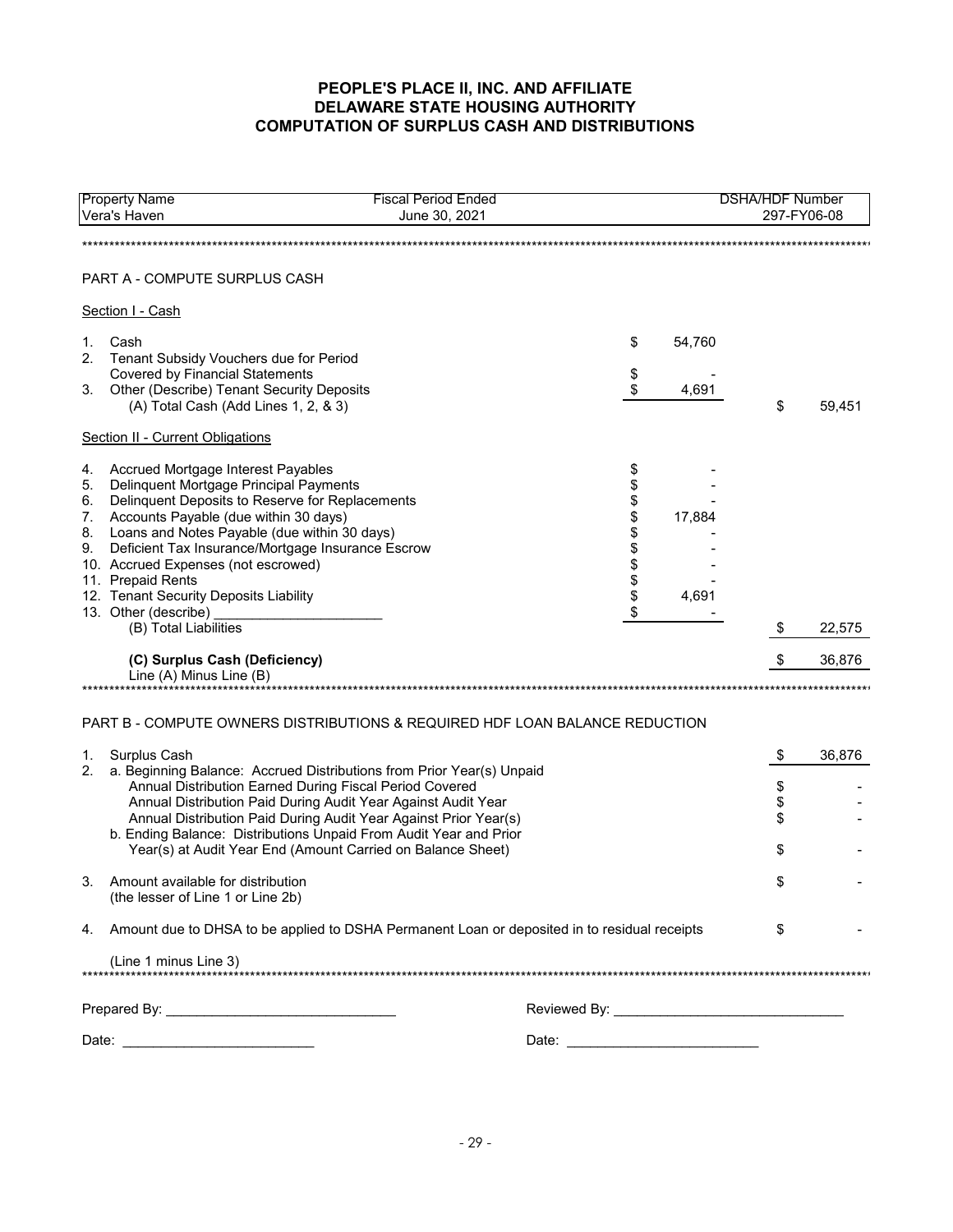# PEOPLE'S PLACE II, INC. AND AFFILIATE
# DELAWARE STATE HOUSING AUTHORITY
# COMPUTATION OF SURPLUS CASH AND DISTRIBUTIONS

| Property Name | Fiscal Period Ended | DSHA/HDF Number |
|---|---|---|
| Vera's Haven | June 30, 2021 | 297-FY06-08 |

## PART A - COMPUTE SURPLUS CASH

Section I - Cash

| | | | |
|---|---|---|---|
| 1. | Cash | $ 54,760 | |
| 2. | Tenant Subsidy Vouchers due for Period Covered by Financial Statements | $ - | |
| 3. | Other (Describe) Tenant Security Deposits | $ 4,691 | |
| | (A) Total Cash (Add Lines 1, 2, & 3) | | $ 59,451 |

Section II - Current Obligations

| | | | |
|---|---|---|---|
| 4. | Accrued Mortgage Interest Payables | $ - | |
| 5. | Delinquent Mortgage Principal Payments | $ - | |
| 6. | Delinquent Deposits to Reserve for Replacements | $ - | |
| 7. | Accounts Payable (due within 30 days) | $ 17,884 | |
| 8. | Loans and Notes Payable (due within 30 days) | $ - | |
| 9. | Deficient Tax Insurance/Mortgage Insurance Escrow | $ - | |
| 10. | Accrued Expenses (not escrowed) | $ - | |
| 11. | Prepaid Rents | $ - | |
| 12. | Tenant Security Deposits Liability | $ 4,691 | |
| 13. | Other (describe) ______________________ | $ - | |
| | (B) Total Liabilities | | $ 22,575 |
| | **(C) Surplus Cash (Deficiency)** Line (A) Minus Line (B) | | $ 36,876 |

## PART B - COMPUTE OWNERS DISTRIBUTIONS & REQUIRED HDF LOAN BALANCE REDUCTION

| | | |
|---|---|---|
| 1. | Surplus Cash | $ 36,876 |
| 2. | a. Beginning Balance: Accrued Distributions from Prior Year(s) Unpaid | |
| | Annual Distribution Earned During Fiscal Period Covered | $ - |
| | Annual Distribution Paid During Audit Year Against Audit Year | $ - |
| | Annual Distribution Paid During Audit Year Against Prior Year(s) | $ - |
| | b. Ending Balance: Distributions Unpaid From Audit Year and Prior Year(s) at Audit Year End (Amount Carried on Balance Sheet) | $ - |
| 3. | Amount available for distribution (the lesser of Line 1 or Line 2b) | $ - |
| 4. | Amount due to DHSA to be applied to DSHA Permanent Loan or deposited in to residual receipts (Line 1 minus Line 3) | $ - |

Prepared By: ______________________________ Reviewed By: ______________________________

Date: _________________________ Date: _________________________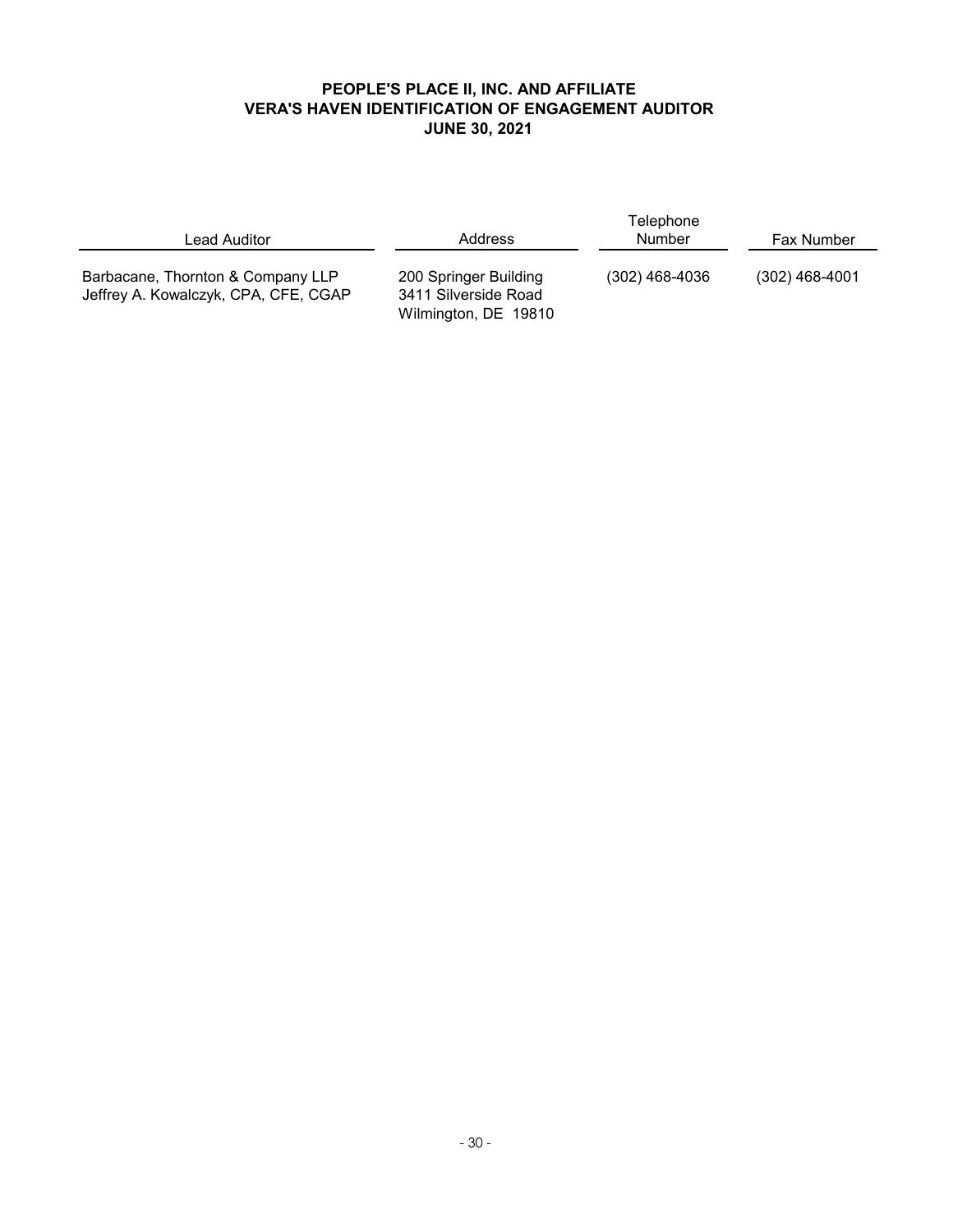# PEOPLE'S PLACE II, INC. AND AFFILIATE
## VERA'S HAVEN IDENTIFICATION OF ENGAGEMENT AUDITOR
### JUNE 30, 2021

| Lead Auditor | Address | Telephone Number | Fax Number |
|---|---|---|---|
| Barbacane, Thornton & Company LLP<br>Jeffrey A. Kowalczyk, CPA, CFE, CGAP | 200 Springer Building<br>3411 Silverside Road<br>Wilmington, DE 19810 | (302) 468-4036 | (302) 468-4001 |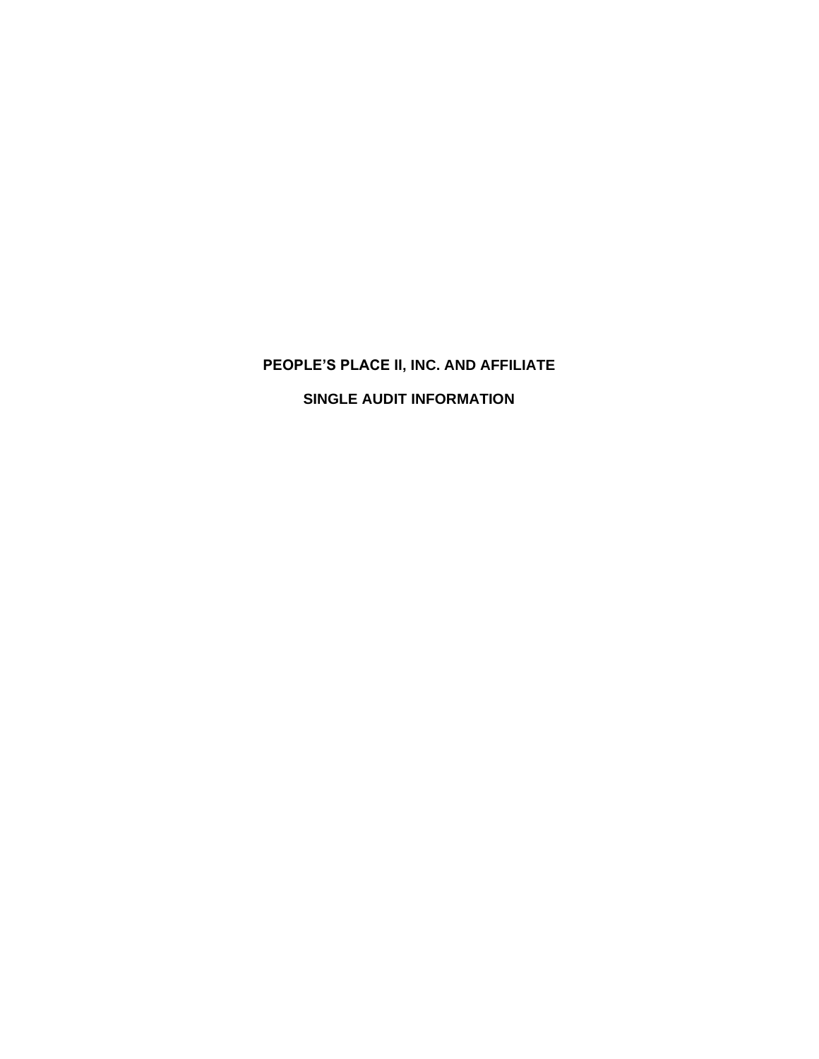# PEOPLE'S PLACE II, INC. AND AFFILIATE

## SINGLE AUDIT INFORMATION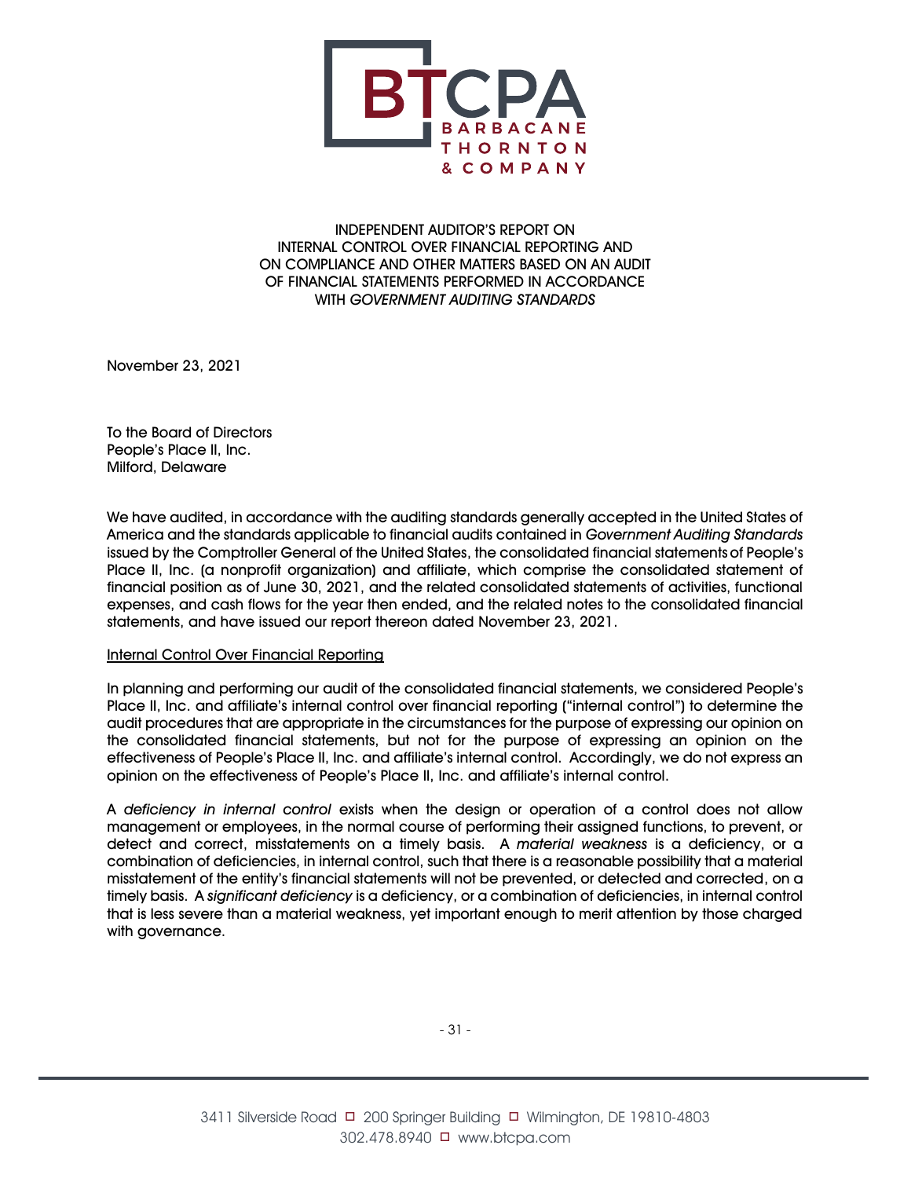BTCPA
BARBACANE
THORNTON
& COMPANY

INDEPENDENT AUDITOR'S REPORT ON
INTERNAL CONTROL OVER FINANCIAL REPORTING AND
ON COMPLIANCE AND OTHER MATTERS BASED ON AN AUDIT
OF FINANCIAL STATEMENTS PERFORMED IN ACCORDANCE
WITH *GOVERNMENT AUDITING STANDARDS*

November 23, 2021

To the Board of Directors
People's Place II, Inc.
Milford, Delaware

We have audited, in accordance with the auditing standards generally accepted in the United States of America and the standards applicable to financial audits contained in *Government Auditing Standards* issued by the Comptroller General of the United States, the consolidated financial statements of People's Place II, Inc. (a nonprofit organization) and affiliate, which comprise the consolidated statement of financial position as of June 30, 2021, and the related consolidated statements of activities, functional expenses, and cash flows for the year then ended, and the related notes to the consolidated financial statements, and have issued our report thereon dated November 23, 2021.

<u>Internal Control Over Financial Reporting</u>

In planning and performing our audit of the consolidated financial statements, we considered People's Place II, Inc. and affiliate's internal control over financial reporting ("internal control") to determine the audit procedures that are appropriate in the circumstances for the purpose of expressing our opinion on the consolidated financial statements, but not for the purpose of expressing an opinion on the effectiveness of People's Place II, Inc. and affiliate's internal control. Accordingly, we do not express an opinion on the effectiveness of People's Place II, Inc. and affiliate's internal control.

A *deficiency in internal control* exists when the design or operation of a control does not allow management or employees, in the normal course of performing their assigned functions, to prevent, or detect and correct, misstatements on a timely basis. A *material weakness* is a deficiency, or a combination of deficiencies, in internal control, such that there is a reasonable possibility that a material misstatement of the entity's financial statements will not be prevented, or detected and corrected, on a timely basis. A *significant deficiency* is a deficiency, or a combination of deficiencies, in internal control that is less severe than a material weakness, yet important enough to merit attention by those charged with governance.

3411 Silverside Road ◻ 200 Springer Building ◻ Wilmington, DE 19810-4803
302.478.8940 ◻ www.btcpa.com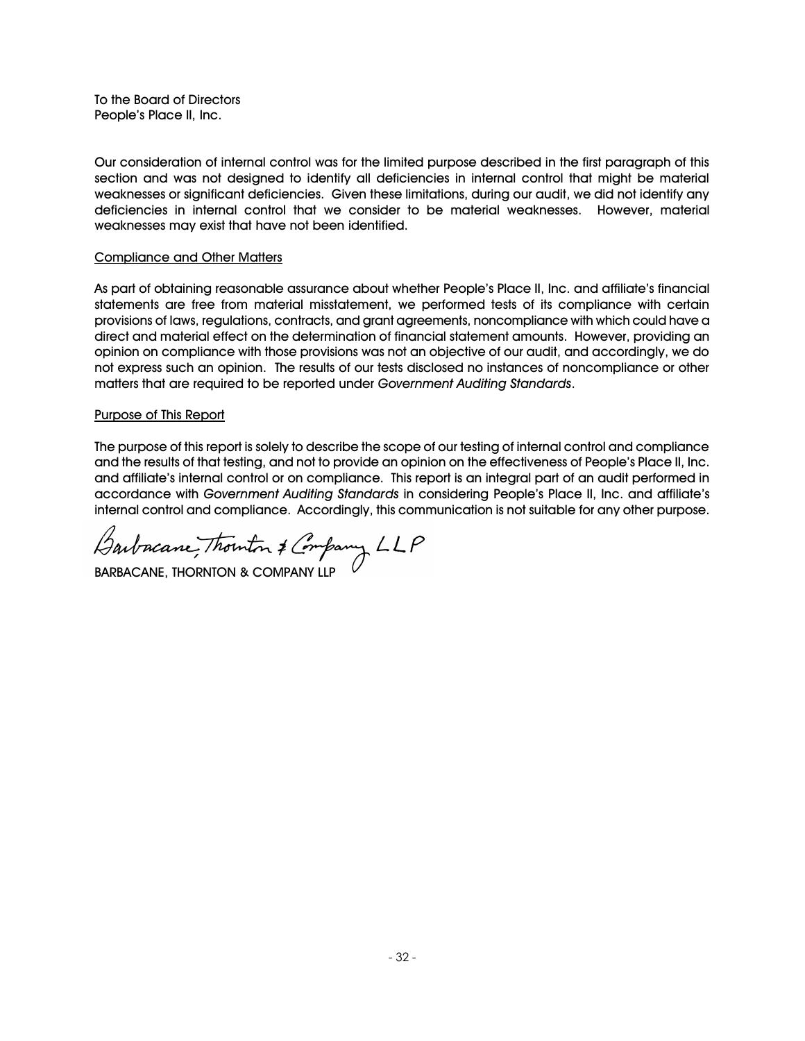To the Board of Directors
People's Place II, Inc.

Our consideration of internal control was for the limited purpose described in the first paragraph of this section and was not designed to identify all deficiencies in internal control that might be material weaknesses or significant deficiencies. Given these limitations, during our audit, we did not identify any deficiencies in internal control that we consider to be material weaknesses. However, material weaknesses may exist that have not been identified.

Compliance and Other Matters

As part of obtaining reasonable assurance about whether People's Place II, Inc. and affiliate's financial statements are free from material misstatement, we performed tests of its compliance with certain provisions of laws, regulations, contracts, and grant agreements, noncompliance with which could have a direct and material effect on the determination of financial statement amounts. However, providing an opinion on compliance with those provisions was not an objective of our audit, and accordingly, we do not express such an opinion. The results of our tests disclosed no instances of noncompliance or other matters that are required to be reported under *Government Auditing Standards*.

Purpose of This Report

The purpose of this report is solely to describe the scope of our testing of internal control and compliance and the results of that testing, and not to provide an opinion on the effectiveness of People's Place II, Inc. and affiliate's internal control or on compliance. This report is an integral part of an audit performed in accordance with *Government Auditing Standards* in considering People's Place II, Inc. and affiliate's internal control and compliance. Accordingly, this communication is not suitable for any other purpose.

Barbacane, Thornton & Company LLP

BARBACANE, THORNTON & COMPANY LLP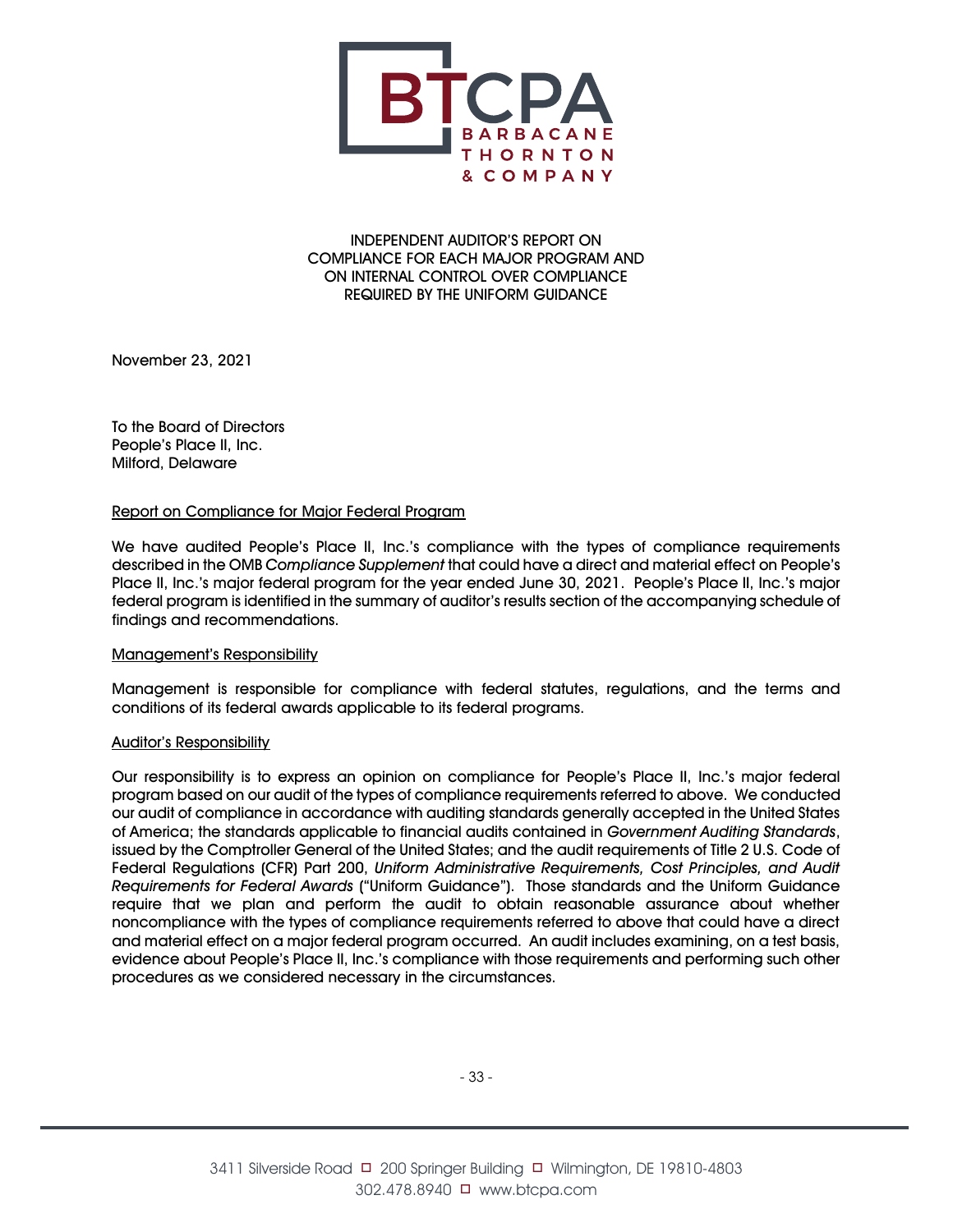BTCPA
BARBACANE
THORNTON
& COMPANY

INDEPENDENT AUDITOR'S REPORT ON
COMPLIANCE FOR EACH MAJOR PROGRAM AND
ON INTERNAL CONTROL OVER COMPLIANCE
REQUIRED BY THE UNIFORM GUIDANCE

November 23, 2021

To the Board of Directors
People's Place II, Inc.
Milford, Delaware

## Report on Compliance for Major Federal Program

We have audited People's Place II, Inc.'s compliance with the types of compliance requirements described in the OMB *Compliance Supplement* that could have a direct and material effect on People's Place II, Inc.'s major federal program for the year ended June 30, 2021. People's Place II, Inc.'s major federal program is identified in the summary of auditor's results section of the accompanying schedule of findings and recommendations.

## Management's Responsibility

Management is responsible for compliance with federal statutes, regulations, and the terms and conditions of its federal awards applicable to its federal programs.

## Auditor's Responsibility

Our responsibility is to express an opinion on compliance for People's Place II, Inc.'s major federal program based on our audit of the types of compliance requirements referred to above. We conducted our audit of compliance in accordance with auditing standards generally accepted in the United States of America; the standards applicable to financial audits contained in *Government Auditing Standards*, issued by the Comptroller General of the United States; and the audit requirements of Title 2 U.S. Code of Federal Regulations (CFR) Part 200, *Uniform Administrative Requirements, Cost Principles, and Audit Requirements for Federal Awards* ("Uniform Guidance"). Those standards and the Uniform Guidance require that we plan and perform the audit to obtain reasonable assurance about whether noncompliance with the types of compliance requirements referred to above that could have a direct and material effect on a major federal program occurred. An audit includes examining, on a test basis, evidence about People's Place II, Inc.'s compliance with those requirements and performing such other procedures as we considered necessary in the circumstances.

3411 Silverside Road ◻ 200 Springer Building ◻ Wilmington, DE 19810-4803
302.478.8940 ◻ www.btcpa.com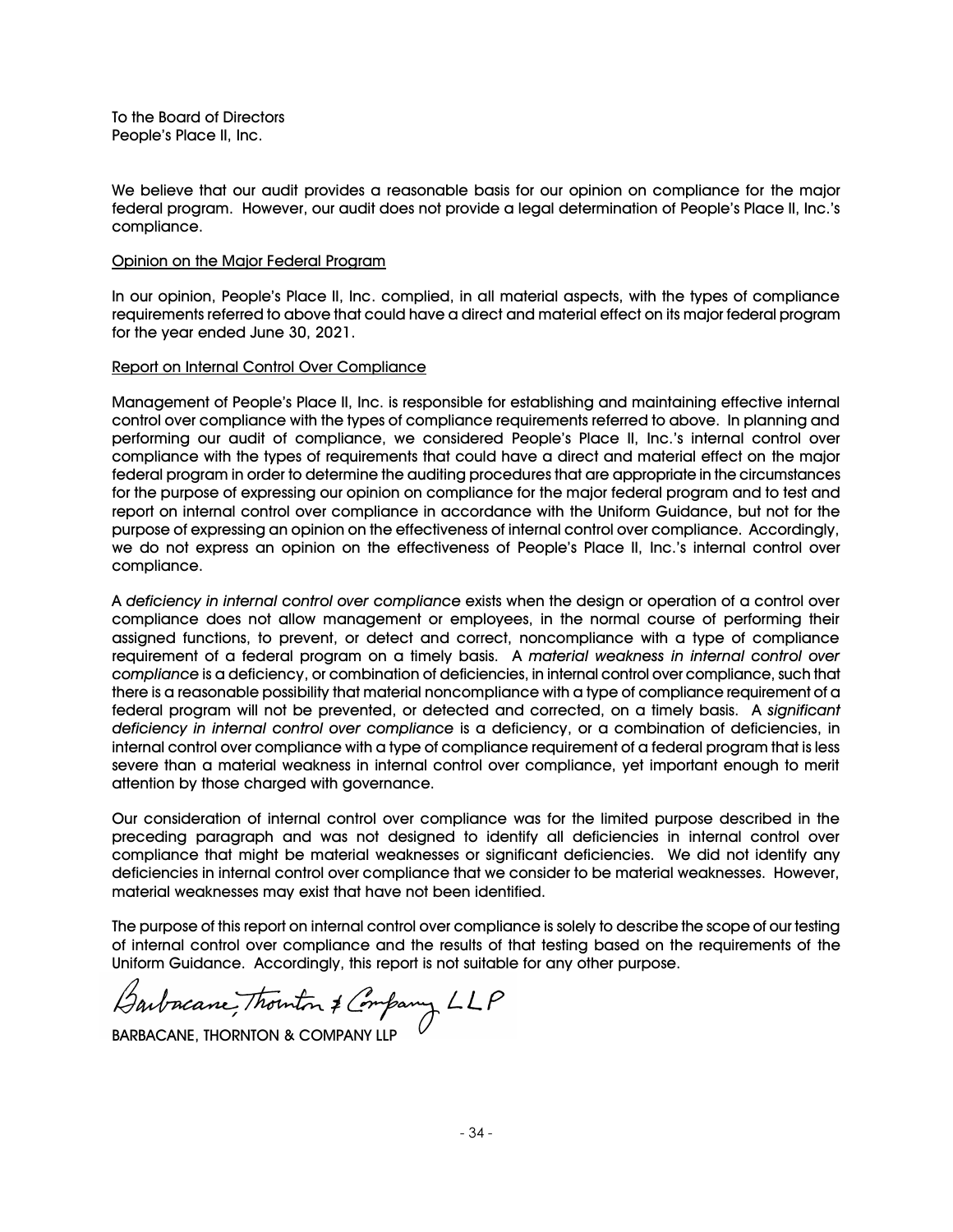To the Board of Directors
People's Place II, Inc.

We believe that our audit provides a reasonable basis for our opinion on compliance for the major federal program. However, our audit does not provide a legal determination of People's Place II, Inc.'s compliance.

Opinion on the Major Federal Program

In our opinion, People's Place II, Inc. complied, in all material aspects, with the types of compliance requirements referred to above that could have a direct and material effect on its major federal program for the year ended June 30, 2021.

Report on Internal Control Over Compliance

Management of People's Place II, Inc. is responsible for establishing and maintaining effective internal control over compliance with the types of compliance requirements referred to above. In planning and performing our audit of compliance, we considered People's Place II, Inc.'s internal control over compliance with the types of requirements that could have a direct and material effect on the major federal program in order to determine the auditing procedures that are appropriate in the circumstances for the purpose of expressing our opinion on compliance for the major federal program and to test and report on internal control over compliance in accordance with the Uniform Guidance, but not for the purpose of expressing an opinion on the effectiveness of internal control over compliance. Accordingly, we do not express an opinion on the effectiveness of People's Place II, Inc.'s internal control over compliance.

A *deficiency in internal control over compliance* exists when the design or operation of a control over compliance does not allow management or employees, in the normal course of performing their assigned functions, to prevent, or detect and correct, noncompliance with a type of compliance requirement of a federal program on a timely basis. A *material weakness in internal control over compliance* is a deficiency, or combination of deficiencies, in internal control over compliance, such that there is a reasonable possibility that material noncompliance with a type of compliance requirement of a federal program will not be prevented, or detected and corrected, on a timely basis. A *significant deficiency in internal control over compliance* is a deficiency, or a combination of deficiencies, in internal control over compliance with a type of compliance requirement of a federal program that is less severe than a material weakness in internal control over compliance, yet important enough to merit attention by those charged with governance.

Our consideration of internal control over compliance was for the limited purpose described in the preceding paragraph and was not designed to identify all deficiencies in internal control over compliance that might be material weaknesses or significant deficiencies. We did not identify any deficiencies in internal control over compliance that we consider to be material weaknesses. However, material weaknesses may exist that have not been identified.

The purpose of this report on internal control over compliance is solely to describe the scope of our testing of internal control over compliance and the results of that testing based on the requirements of the Uniform Guidance. Accordingly, this report is not suitable for any other purpose.

Barbacane, Thornton & Company LLP

BARBACANE, THORNTON & COMPANY LLP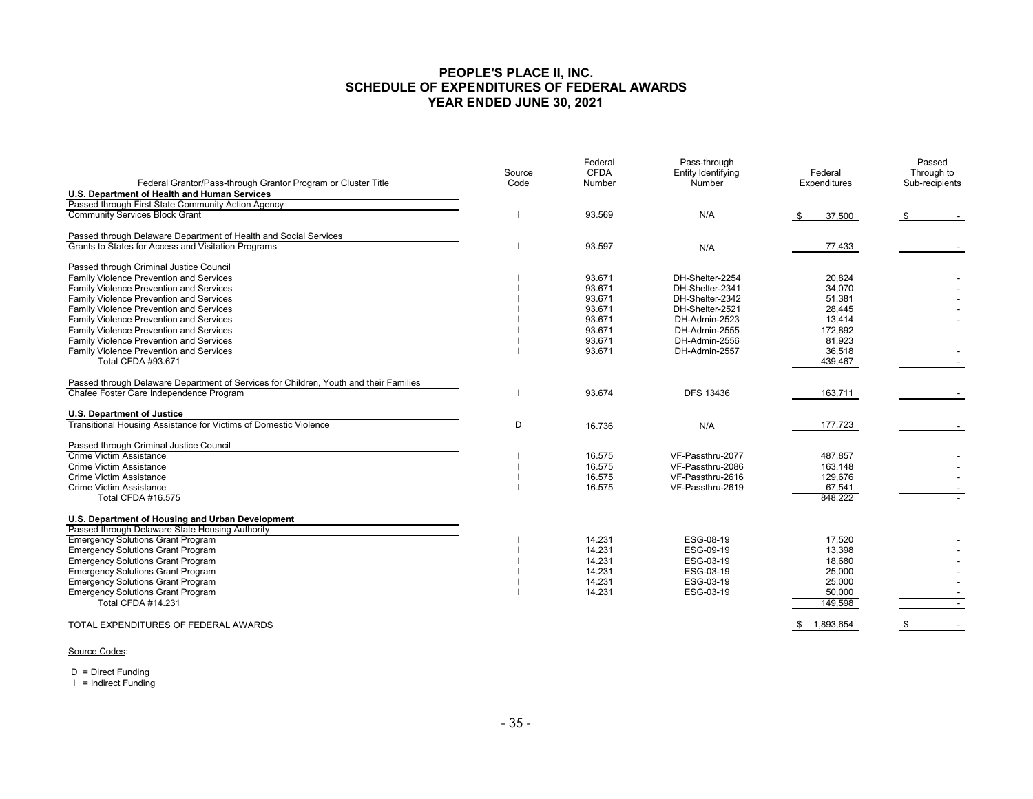# PEOPLE'S PLACE II, INC.
## SCHEDULE OF EXPENDITURES OF FEDERAL AWARDS
### YEAR ENDED JUNE 30, 2021

| Federal Grantor/Pass-through Grantor Program or Cluster Title | Source Code | Federal CFDA Number | Pass-through Entity Identifying Number | Federal Expenditures | Passed Through to Sub-recipients |
|---|---|---|---|---|---|
| **U.S. Department of Health and Human Services** | | | | | |
| Passed through First State Community Action Agency | | | | | |
| Community Services Block Grant | I | 93.569 | N/A | $ 37,500 | $ - |
| | | | | | |
| Passed through Delaware Department of Health and Social Services | | | | | |
| Grants to States for Access and Visitation Programs | I | 93.597 | N/A | 77,433 | - |
| | | | | | |
| Passed through Criminal Justice Council | | | | | |
| Family Violence Prevention and Services | I | 93.671 | DH-Shelter-2254 | 20,824 | - |
| Family Violence Prevention and Services | I | 93.671 | DH-Shelter-2341 | 34,070 | - |
| Family Violence Prevention and Services | I | 93.671 | DH-Shelter-2342 | 51,381 | - |
| Family Violence Prevention and Services | I | 93.671 | DH-Shelter-2521 | 28,445 | - |
| Family Violence Prevention and Services | I | 93.671 | DH-Admin-2523 | 13,414 | - |
| Family Violence Prevention and Services | I | 93.671 | DH-Admin-2555 | 172,892 | |
| Family Violence Prevention and Services | I | 93.671 | DH-Admin-2556 | 81,923 | |
| Family Violence Prevention and Services | I | 93.671 | DH-Admin-2557 | 36,518 | - |
| Total CFDA #93.671 | | | | 439,467 | - |
| | | | | | |
| Passed through Delaware Department of Services for Children, Youth and their Families | | | | | |
| Chafee Foster Care Independence Program | I | 93.674 | DFS 13436 | 163,711 | - |
| | | | | | |
| **U.S. Department of Justice** | | | | | |
| Transitional Housing Assistance for Victims of Domestic Violence | D | 16.736 | N/A | 177,723 | - |
| | | | | | |
| Passed through Criminal Justice Council | | | | | |
| Crime Victim Assistance | I | 16.575 | VF-Passthru-2077 | 487,857 | - |
| Crime Victim Assistance | I | 16.575 | VF-Passthru-2086 | 163,148 | - |
| Crime Victim Assistance | I | 16.575 | VF-Passthru-2616 | 129,676 | - |
| Crime Victim Assistance | I | 16.575 | VF-Passthru-2619 | 67,541 | - |
| Total CFDA #16.575 | | | | 848,222 | - |
| | | | | | |
| **U.S. Department of Housing and Urban Development** | | | | | |
| Passed through Delaware State Housing Authority | | | | | |
| Emergency Solutions Grant Program | I | 14.231 | ESG-08-19 | 17,520 | - |
| Emergency Solutions Grant Program | I | 14.231 | ESG-09-19 | 13,398 | - |
| Emergency Solutions Grant Program | I | 14.231 | ESG-03-19 | 18,680 | - |
| Emergency Solutions Grant Program | I | 14.231 | ESG-03-19 | 25,000 | - |
| Emergency Solutions Grant Program | I | 14.231 | ESG-03-19 | 25,000 | - |
| Emergency Solutions Grant Program | I | 14.231 | ESG-03-19 | 50,000 | - |
| Total CFDA #14.231 | | | | 149,598 | - |
| | | | | | |
| TOTAL EXPENDITURES OF FEDERAL AWARDS | | | | $ 1,893,654 | $ - |

Source Codes:

D = Direct Funding
I = Indirect Funding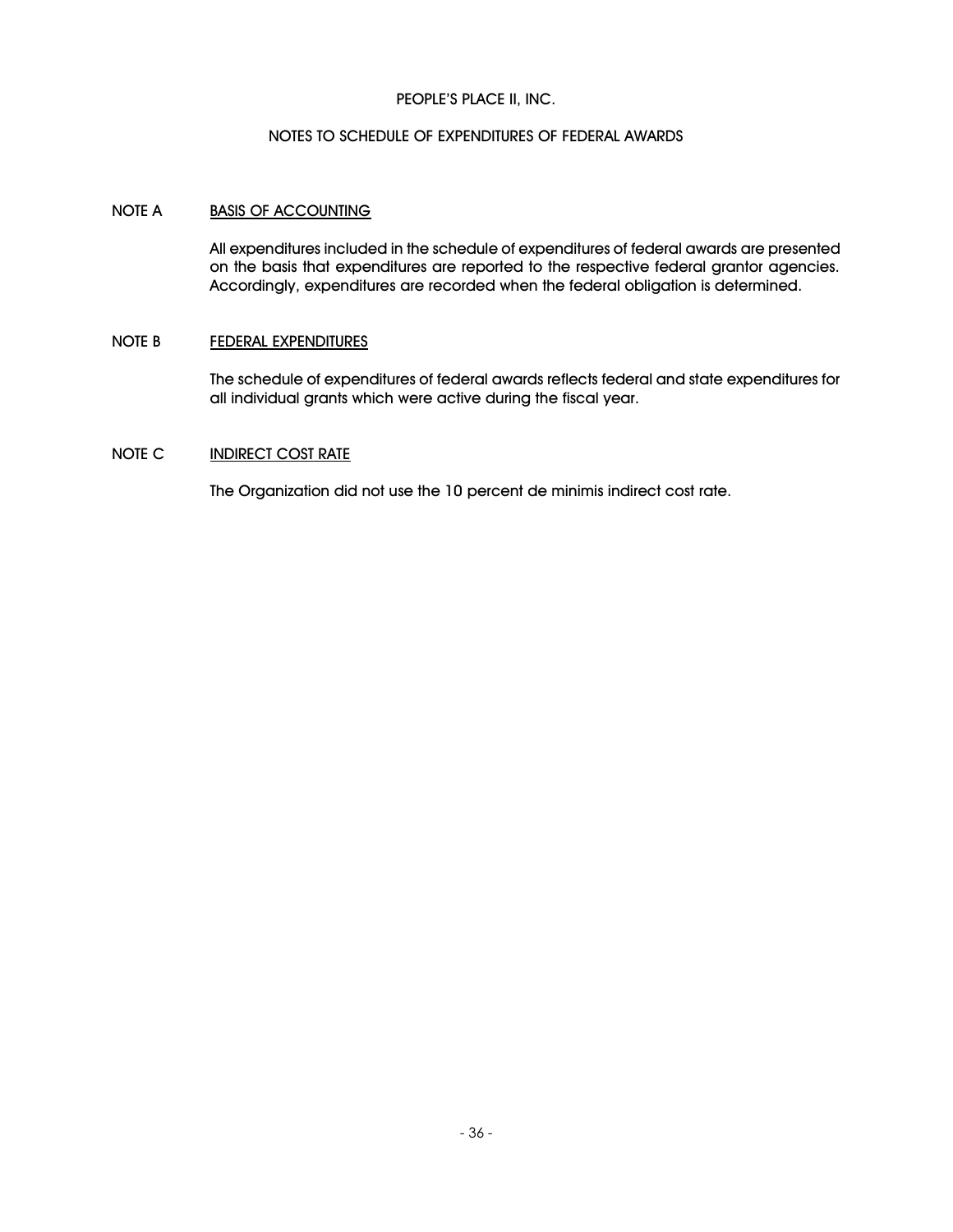# PEOPLE'S PLACE II, INC.

## NOTES TO SCHEDULE OF EXPENDITURES OF FEDERAL AWARDS

NOTE A **BASIS OF ACCOUNTING**

All expenditures included in the schedule of expenditures of federal awards are presented on the basis that expenditures are reported to the respective federal grantor agencies. Accordingly, expenditures are recorded when the federal obligation is determined.

NOTE B **FEDERAL EXPENDITURES**

The schedule of expenditures of federal awards reflects federal and state expenditures for all individual grants which were active during the fiscal year.

NOTE C **INDIRECT COST RATE**

The Organization did not use the 10 percent de minimis indirect cost rate.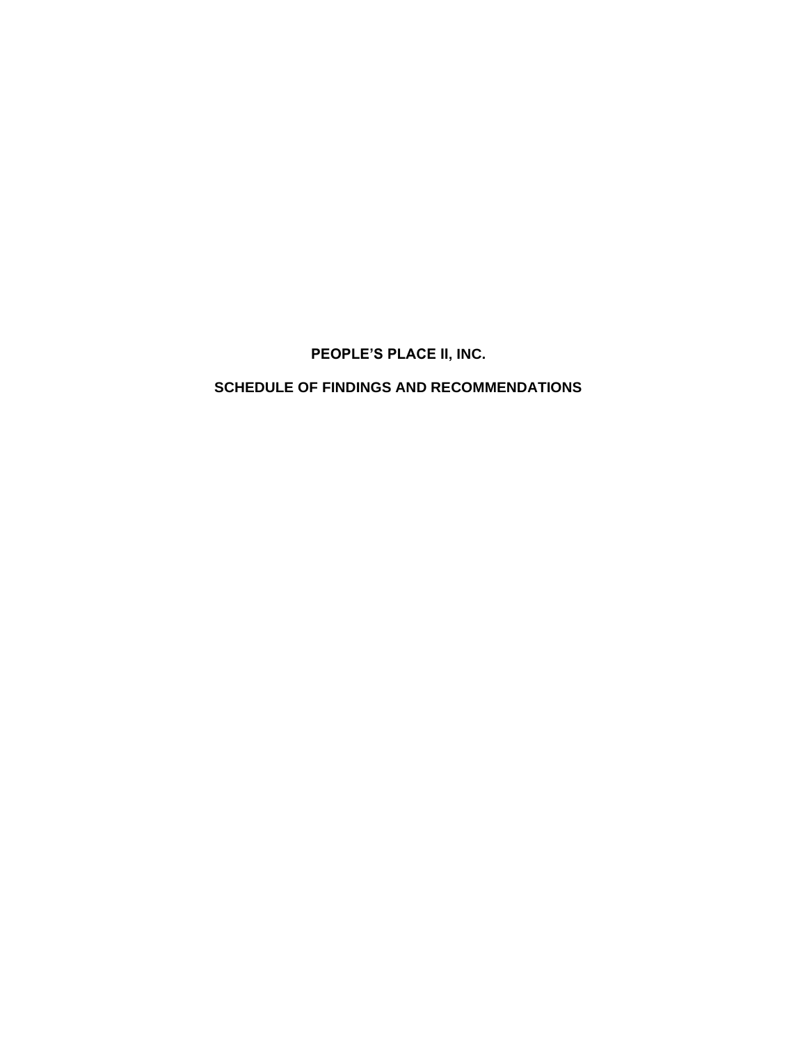# PEOPLE'S PLACE II, INC.

## SCHEDULE OF FINDINGS AND RECOMMENDATIONS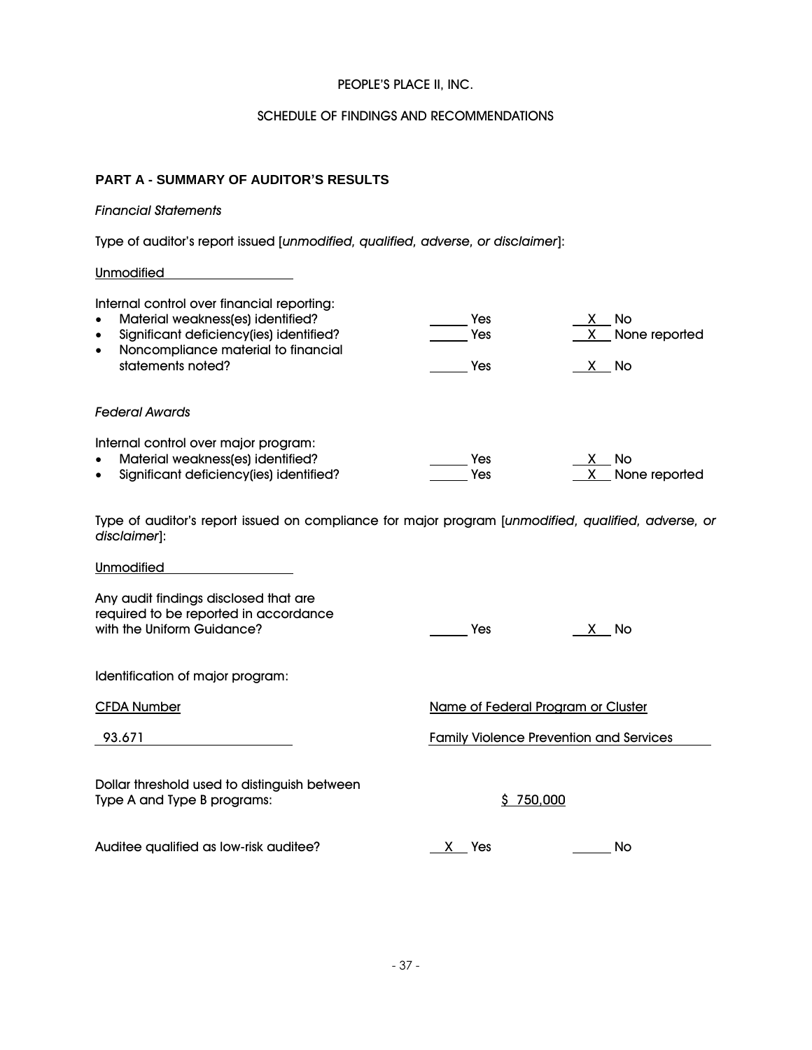PEOPLE'S PLACE II, INC.

SCHEDULE OF FINDINGS AND RECOMMENDATIONS

## PART A - SUMMARY OF AUDITOR'S RESULTS

*Financial Statements*

Type of auditor's report issued [*unmodified, qualified, adverse, or disclaimer*]:

Unmodified

Internal control over financial reporting:

| | | |
|---|---|---|
| • Material weakness(es) identified? | ___ Yes | X No |
| • Significant deficiency(ies) identified? | ___ Yes | X None reported |
| • Noncompliance material to financial statements noted? | ___ Yes | X No |

*Federal Awards*

Internal control over major program:

| | | |
|---|---|---|
| • Material weakness(es) identified? | ___ Yes | X No |
| • Significant deficiency(ies) identified? | ___ Yes | X None reported |

Type of auditor's report issued on compliance for major program [*unmodified, qualified, adverse, or disclaimer*]:

Unmodified

| | | |
|---|---|---|
| Any audit findings disclosed that are required to be reported in accordance with the Uniform Guidance? | ___ Yes | X No |

Identification of major program:

| CFDA Number | Name of Federal Program or Cluster |
|---|---|
| 93.671 | Family Violence Prevention and Services |

Dollar threshold used to distinguish between Type A and Type B programs: $ 750,000

| | | |
|---|---|---|
| Auditee qualified as low-risk auditee? | X Yes | ___ No |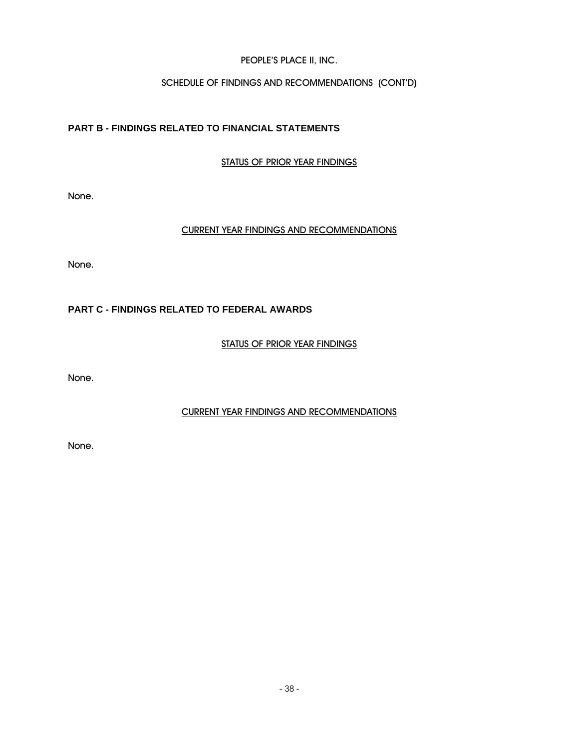PEOPLE'S PLACE II, INC.

SCHEDULE OF FINDINGS AND RECOMMENDATIONS (CONT'D)

## PART B - FINDINGS RELATED TO FINANCIAL STATEMENTS

STATUS OF PRIOR YEAR FINDINGS

None.

CURRENT YEAR FINDINGS AND RECOMMENDATIONS

None.

## PART C - FINDINGS RELATED TO FEDERAL AWARDS

STATUS OF PRIOR YEAR FINDINGS

None.

CURRENT YEAR FINDINGS AND RECOMMENDATIONS

None.